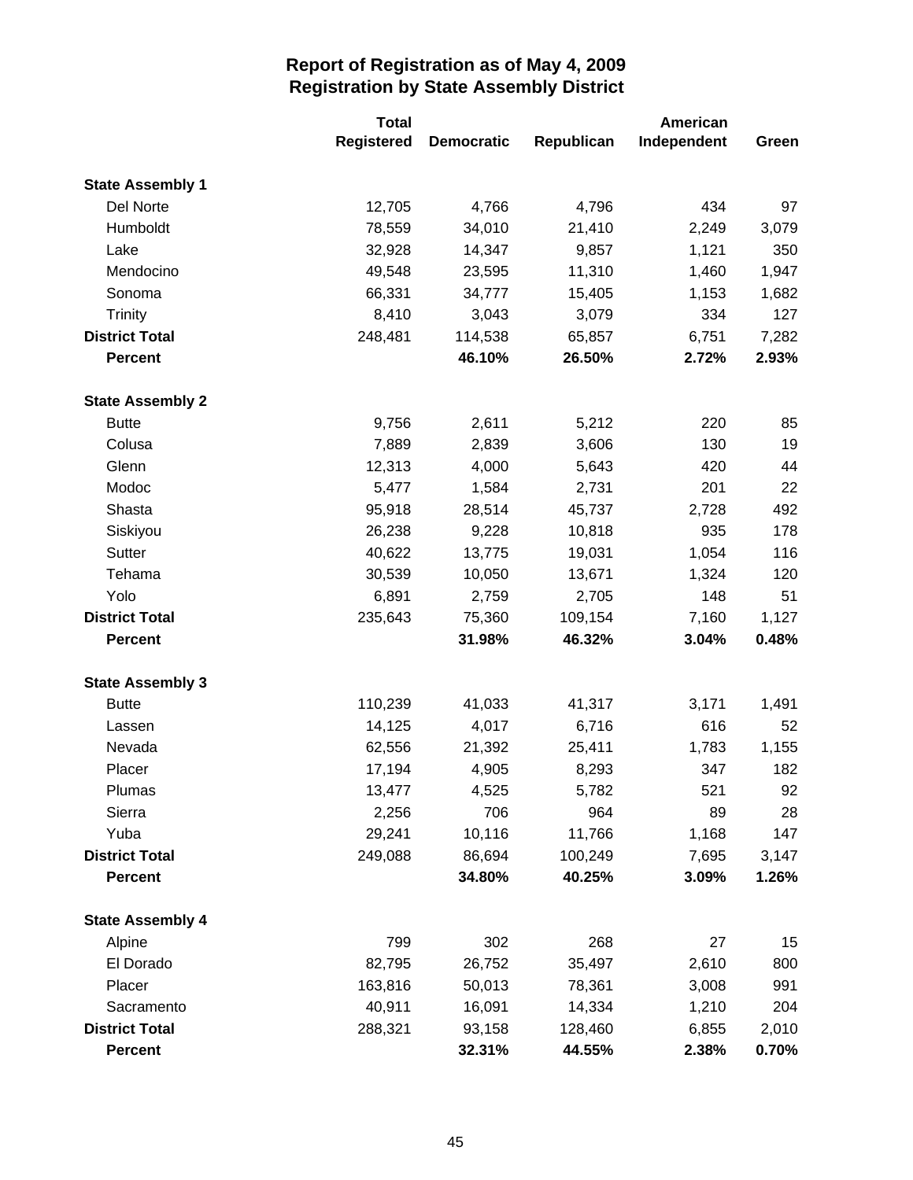# Report of Registration as of May 4, 2009
## Registration by State Assembly District

| | Total Registered | Democratic | Republican | American Independent | Green |
|---|---|---|---|---|---|
| **State Assembly 1** | | | | | |
| Del Norte | 12,705 | 4,766 | 4,796 | 434 | 97 |
| Humboldt | 78,559 | 34,010 | 21,410 | 2,249 | 3,079 |
| Lake | 32,928 | 14,347 | 9,857 | 1,121 | 350 |
| Mendocino | 49,548 | 23,595 | 11,310 | 1,460 | 1,947 |
| Sonoma | 66,331 | 34,777 | 15,405 | 1,153 | 1,682 |
| Trinity | 8,410 | 3,043 | 3,079 | 334 | 127 |
| **District Total** | 248,481 | 114,538 | 65,857 | 6,751 | 7,282 |
| **Percent** | | **46.10%** | **26.50%** | **2.72%** | **2.93%** |
| **State Assembly 2** | | | | | |
| Butte | 9,756 | 2,611 | 5,212 | 220 | 85 |
| Colusa | 7,889 | 2,839 | 3,606 | 130 | 19 |
| Glenn | 12,313 | 4,000 | 5,643 | 420 | 44 |
| Modoc | 5,477 | 1,584 | 2,731 | 201 | 22 |
| Shasta | 95,918 | 28,514 | 45,737 | 2,728 | 492 |
| Siskiyou | 26,238 | 9,228 | 10,818 | 935 | 178 |
| Sutter | 40,622 | 13,775 | 19,031 | 1,054 | 116 |
| Tehama | 30,539 | 10,050 | 13,671 | 1,324 | 120 |
| Yolo | 6,891 | 2,759 | 2,705 | 148 | 51 |
| **District Total** | 235,643 | 75,360 | 109,154 | 7,160 | 1,127 |
| **Percent** | | **31.98%** | **46.32%** | **3.04%** | **0.48%** |
| **State Assembly 3** | | | | | |
| Butte | 110,239 | 41,033 | 41,317 | 3,171 | 1,491 |
| Lassen | 14,125 | 4,017 | 6,716 | 616 | 52 |
| Nevada | 62,556 | 21,392 | 25,411 | 1,783 | 1,155 |
| Placer | 17,194 | 4,905 | 8,293 | 347 | 182 |
| Plumas | 13,477 | 4,525 | 5,782 | 521 | 92 |
| Sierra | 2,256 | 706 | 964 | 89 | 28 |
| Yuba | 29,241 | 10,116 | 11,766 | 1,168 | 147 |
| **District Total** | 249,088 | 86,694 | 100,249 | 7,695 | 3,147 |
| **Percent** | | **34.80%** | **40.25%** | **3.09%** | **1.26%** |
| **State Assembly 4** | | | | | |
| Alpine | 799 | 302 | 268 | 27 | 15 |
| El Dorado | 82,795 | 26,752 | 35,497 | 2,610 | 800 |
| Placer | 163,816 | 50,013 | 78,361 | 3,008 | 991 |
| Sacramento | 40,911 | 16,091 | 14,334 | 1,210 | 204 |
| **District Total** | 288,321 | 93,158 | 128,460 | 6,855 | 2,010 |
| **Percent** | | **32.31%** | **44.55%** | **2.38%** | **0.70%** |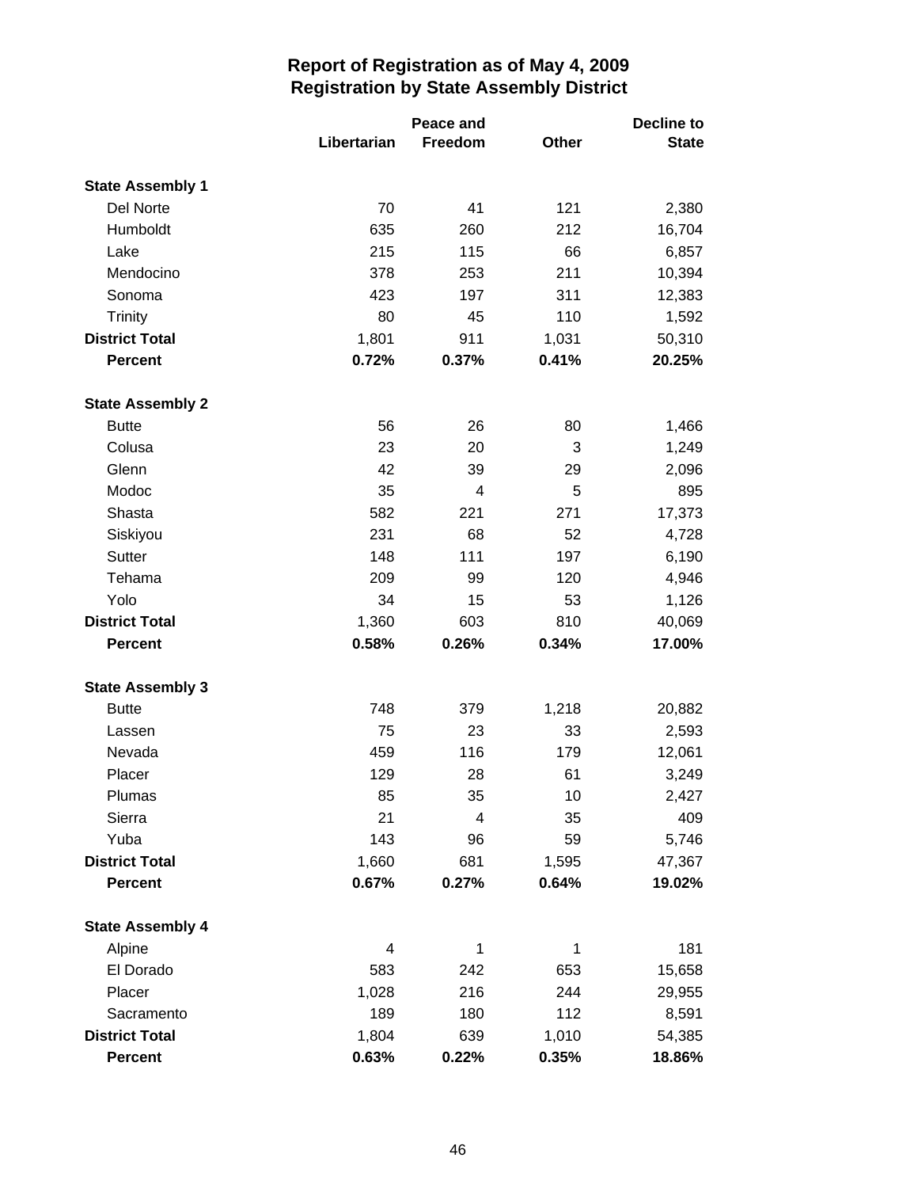# Report of Registration as of May 4, 2009
## Registration by State Assembly District

| | Libertarian | Peace and Freedom | Other | Decline to State |
|---|---|---|---|---|
| **State Assembly 1** | | | | |
| Del Norte | 70 | 41 | 121 | 2,380 |
| Humboldt | 635 | 260 | 212 | 16,704 |
| Lake | 215 | 115 | 66 | 6,857 |
| Mendocino | 378 | 253 | 211 | 10,394 |
| Sonoma | 423 | 197 | 311 | 12,383 |
| Trinity | 80 | 45 | 110 | 1,592 |
| **District Total** | 1,801 | 911 | 1,031 | 50,310 |
| **Percent** | **0.72%** | **0.37%** | **0.41%** | **20.25%** |
| **State Assembly 2** | | | | |
| Butte | 56 | 26 | 80 | 1,466 |
| Colusa | 23 | 20 | 3 | 1,249 |
| Glenn | 42 | 39 | 29 | 2,096 |
| Modoc | 35 | 4 | 5 | 895 |
| Shasta | 582 | 221 | 271 | 17,373 |
| Siskiyou | 231 | 68 | 52 | 4,728 |
| Sutter | 148 | 111 | 197 | 6,190 |
| Tehama | 209 | 99 | 120 | 4,946 |
| Yolo | 34 | 15 | 53 | 1,126 |
| **District Total** | 1,360 | 603 | 810 | 40,069 |
| **Percent** | **0.58%** | **0.26%** | **0.34%** | **17.00%** |
| **State Assembly 3** | | | | |
| Butte | 748 | 379 | 1,218 | 20,882 |
| Lassen | 75 | 23 | 33 | 2,593 |
| Nevada | 459 | 116 | 179 | 12,061 |
| Placer | 129 | 28 | 61 | 3,249 |
| Plumas | 85 | 35 | 10 | 2,427 |
| Sierra | 21 | 4 | 35 | 409 |
| Yuba | 143 | 96 | 59 | 5,746 |
| **District Total** | 1,660 | 681 | 1,595 | 47,367 |
| **Percent** | **0.67%** | **0.27%** | **0.64%** | **19.02%** |
| **State Assembly 4** | | | | |
| Alpine | 4 | 1 | 1 | 181 |
| El Dorado | 583 | 242 | 653 | 15,658 |
| Placer | 1,028 | 216 | 244 | 29,955 |
| Sacramento | 189 | 180 | 112 | 8,591 |
| **District Total** | 1,804 | 639 | 1,010 | 54,385 |
| **Percent** | **0.63%** | **0.22%** | **0.35%** | **18.86%** |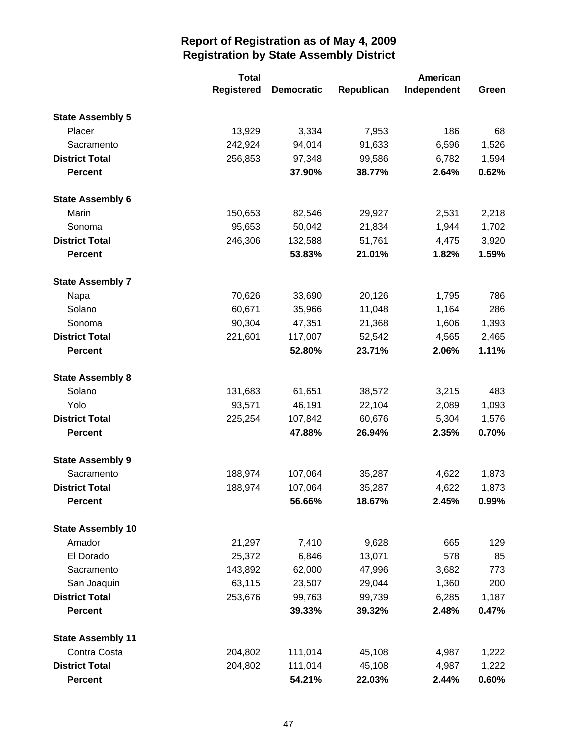# Report of Registration as of May 4, 2009
## Registration by State Assembly District

| | Total Registered | Democratic | Republican | American Independent | Green |
|---|---|---|---|---|---|
| **State Assembly 5** | | | | | |
| Placer | 13,929 | 3,334 | 7,953 | 186 | 68 |
| Sacramento | 242,924 | 94,014 | 91,633 | 6,596 | 1,526 |
| **District Total** | 256,853 | 97,348 | 99,586 | 6,782 | 1,594 |
| **Percent** | | **37.90%** | **38.77%** | **2.64%** | **0.62%** |
| **State Assembly 6** | | | | | |
| Marin | 150,653 | 82,546 | 29,927 | 2,531 | 2,218 |
| Sonoma | 95,653 | 50,042 | 21,834 | 1,944 | 1,702 |
| **District Total** | 246,306 | 132,588 | 51,761 | 4,475 | 3,920 |
| **Percent** | | **53.83%** | **21.01%** | **1.82%** | **1.59%** |
| **State Assembly 7** | | | | | |
| Napa | 70,626 | 33,690 | 20,126 | 1,795 | 786 |
| Solano | 60,671 | 35,966 | 11,048 | 1,164 | 286 |
| Sonoma | 90,304 | 47,351 | 21,368 | 1,606 | 1,393 |
| **District Total** | 221,601 | 117,007 | 52,542 | 4,565 | 2,465 |
| **Percent** | | **52.80%** | **23.71%** | **2.06%** | **1.11%** |
| **State Assembly 8** | | | | | |
| Solano | 131,683 | 61,651 | 38,572 | 3,215 | 483 |
| Yolo | 93,571 | 46,191 | 22,104 | 2,089 | 1,093 |
| **District Total** | 225,254 | 107,842 | 60,676 | 5,304 | 1,576 |
| **Percent** | | **47.88%** | **26.94%** | **2.35%** | **0.70%** |
| **State Assembly 9** | | | | | |
| Sacramento | 188,974 | 107,064 | 35,287 | 4,622 | 1,873 |
| **District Total** | 188,974 | 107,064 | 35,287 | 4,622 | 1,873 |
| **Percent** | | **56.66%** | **18.67%** | **2.45%** | **0.99%** |
| **State Assembly 10** | | | | | |
| Amador | 21,297 | 7,410 | 9,628 | 665 | 129 |
| El Dorado | 25,372 | 6,846 | 13,071 | 578 | 85 |
| Sacramento | 143,892 | 62,000 | 47,996 | 3,682 | 773 |
| San Joaquin | 63,115 | 23,507 | 29,044 | 1,360 | 200 |
| **District Total** | 253,676 | 99,763 | 99,739 | 6,285 | 1,187 |
| **Percent** | | **39.33%** | **39.32%** | **2.48%** | **0.47%** |
| **State Assembly 11** | | | | | |
| Contra Costa | 204,802 | 111,014 | 45,108 | 4,987 | 1,222 |
| **District Total** | 204,802 | 111,014 | 45,108 | 4,987 | 1,222 |
| **Percent** | | **54.21%** | **22.03%** | **2.44%** | **0.60%** |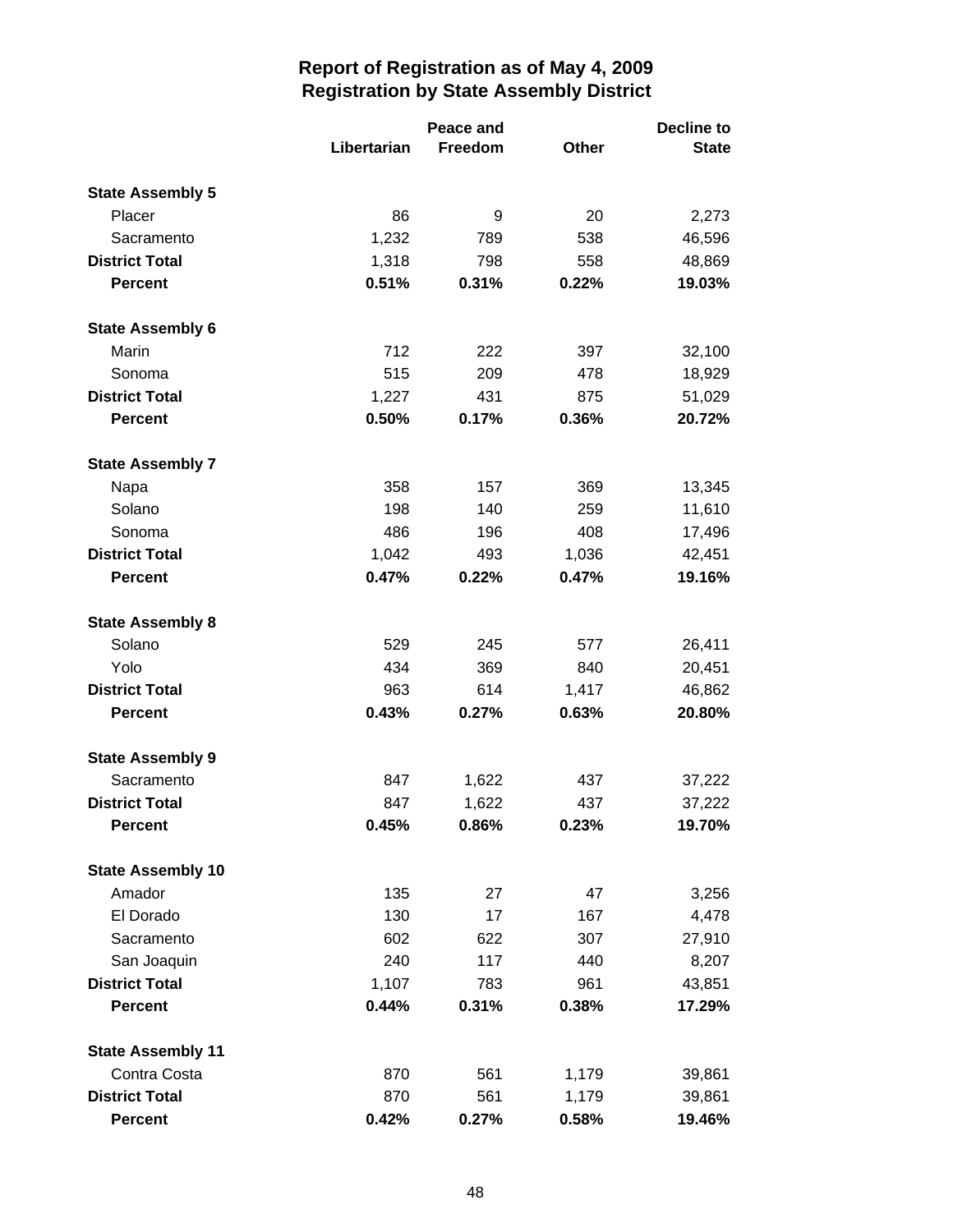# Report of Registration as of May 4, 2009
## Registration by State Assembly District

| | Libertarian | Peace and Freedom | Other | Decline to State |
|---|---|---|---|---|
| **State Assembly 5** | | | | |
| Placer | 86 | 9 | 20 | 2,273 |
| Sacramento | 1,232 | 789 | 538 | 46,596 |
| **District Total** | 1,318 | 798 | 558 | 48,869 |
| **Percent** | **0.51%** | **0.31%** | **0.22%** | **19.03%** |
| **State Assembly 6** | | | | |
| Marin | 712 | 222 | 397 | 32,100 |
| Sonoma | 515 | 209 | 478 | 18,929 |
| **District Total** | 1,227 | 431 | 875 | 51,029 |
| **Percent** | **0.50%** | **0.17%** | **0.36%** | **20.72%** |
| **State Assembly 7** | | | | |
| Napa | 358 | 157 | 369 | 13,345 |
| Solano | 198 | 140 | 259 | 11,610 |
| Sonoma | 486 | 196 | 408 | 17,496 |
| **District Total** | 1,042 | 493 | 1,036 | 42,451 |
| **Percent** | **0.47%** | **0.22%** | **0.47%** | **19.16%** |
| **State Assembly 8** | | | | |
| Solano | 529 | 245 | 577 | 26,411 |
| Yolo | 434 | 369 | 840 | 20,451 |
| **District Total** | 963 | 614 | 1,417 | 46,862 |
| **Percent** | **0.43%** | **0.27%** | **0.63%** | **20.80%** |
| **State Assembly 9** | | | | |
| Sacramento | 847 | 1,622 | 437 | 37,222 |
| **District Total** | 847 | 1,622 | 437 | 37,222 |
| **Percent** | **0.45%** | **0.86%** | **0.23%** | **19.70%** |
| **State Assembly 10** | | | | |
| Amador | 135 | 27 | 47 | 3,256 |
| El Dorado | 130 | 17 | 167 | 4,478 |
| Sacramento | 602 | 622 | 307 | 27,910 |
| San Joaquin | 240 | 117 | 440 | 8,207 |
| **District Total** | 1,107 | 783 | 961 | 43,851 |
| **Percent** | **0.44%** | **0.31%** | **0.38%** | **17.29%** |
| **State Assembly 11** | | | | |
| Contra Costa | 870 | 561 | 1,179 | 39,861 |
| **District Total** | 870 | 561 | 1,179 | 39,861 |
| **Percent** | **0.42%** | **0.27%** | **0.58%** | **19.46%** |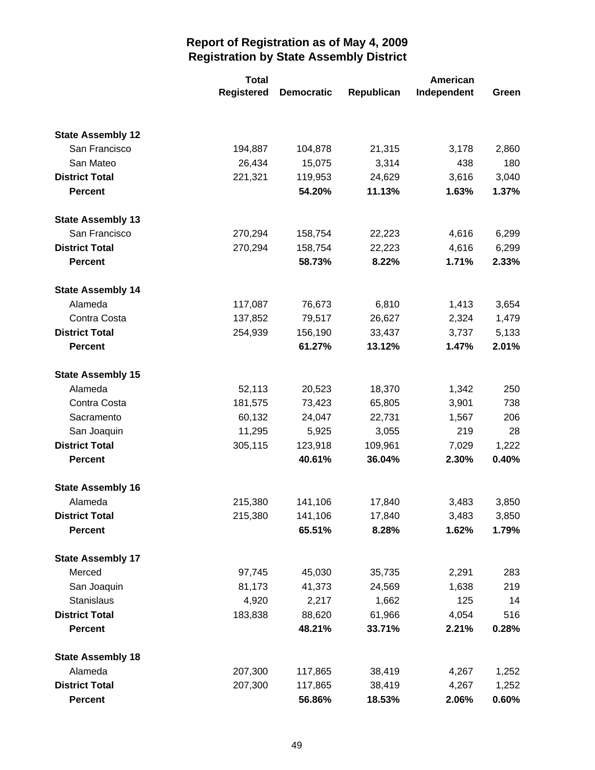# Report of Registration as of May 4, 2009
## Registration by State Assembly District

| | Total Registered | Democratic | Republican | American Independent | Green |
|---|---|---|---|---|---|
| **State Assembly 12** | | | | | |
| San Francisco | 194,887 | 104,878 | 21,315 | 3,178 | 2,860 |
| San Mateo | 26,434 | 15,075 | 3,314 | 438 | 180 |
| **District Total** | 221,321 | 119,953 | 24,629 | 3,616 | 3,040 |
| **Percent** | | **54.20%** | **11.13%** | **1.63%** | **1.37%** |
| **State Assembly 13** | | | | | |
| San Francisco | 270,294 | 158,754 | 22,223 | 4,616 | 6,299 |
| **District Total** | 270,294 | 158,754 | 22,223 | 4,616 | 6,299 |
| **Percent** | | **58.73%** | **8.22%** | **1.71%** | **2.33%** |
| **State Assembly 14** | | | | | |
| Alameda | 117,087 | 76,673 | 6,810 | 1,413 | 3,654 |
| Contra Costa | 137,852 | 79,517 | 26,627 | 2,324 | 1,479 |
| **District Total** | 254,939 | 156,190 | 33,437 | 3,737 | 5,133 |
| **Percent** | | **61.27%** | **13.12%** | **1.47%** | **2.01%** |
| **State Assembly 15** | | | | | |
| Alameda | 52,113 | 20,523 | 18,370 | 1,342 | 250 |
| Contra Costa | 181,575 | 73,423 | 65,805 | 3,901 | 738 |
| Sacramento | 60,132 | 24,047 | 22,731 | 1,567 | 206 |
| San Joaquin | 11,295 | 5,925 | 3,055 | 219 | 28 |
| **District Total** | 305,115 | 123,918 | 109,961 | 7,029 | 1,222 |
| **Percent** | | **40.61%** | **36.04%** | **2.30%** | **0.40%** |
| **State Assembly 16** | | | | | |
| Alameda | 215,380 | 141,106 | 17,840 | 3,483 | 3,850 |
| **District Total** | 215,380 | 141,106 | 17,840 | 3,483 | 3,850 |
| **Percent** | | **65.51%** | **8.28%** | **1.62%** | **1.79%** |
| **State Assembly 17** | | | | | |
| Merced | 97,745 | 45,030 | 35,735 | 2,291 | 283 |
| San Joaquin | 81,173 | 41,373 | 24,569 | 1,638 | 219 |
| Stanislaus | 4,920 | 2,217 | 1,662 | 125 | 14 |
| **District Total** | 183,838 | 88,620 | 61,966 | 4,054 | 516 |
| **Percent** | | **48.21%** | **33.71%** | **2.21%** | **0.28%** |
| **State Assembly 18** | | | | | |
| Alameda | 207,300 | 117,865 | 38,419 | 4,267 | 1,252 |
| **District Total** | 207,300 | 117,865 | 38,419 | 4,267 | 1,252 |
| **Percent** | | **56.86%** | **18.53%** | **2.06%** | **0.60%** |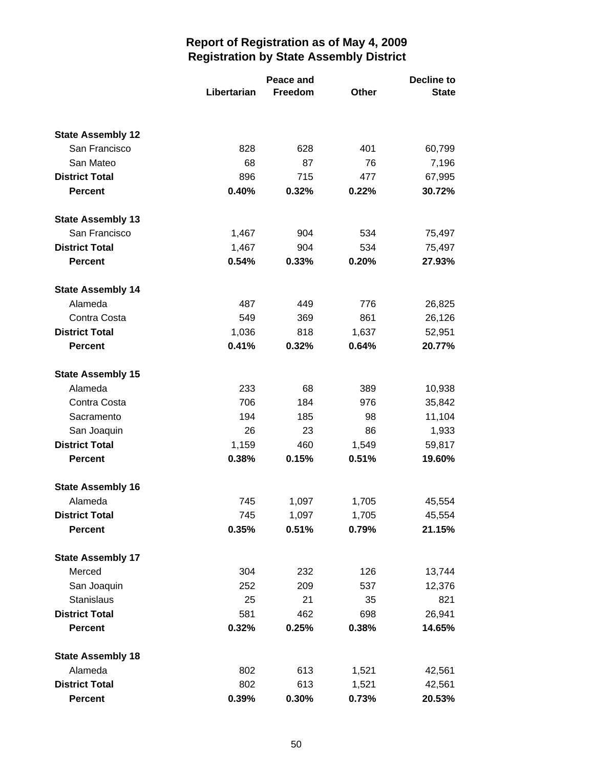# Report of Registration as of May 4, 2009
## Registration by State Assembly District

| | Libertarian | Peace and Freedom | Other | Decline to State |
|---|---|---|---|---|
| **State Assembly 12** | | | | |
| San Francisco | 828 | 628 | 401 | 60,799 |
| San Mateo | 68 | 87 | 76 | 7,196 |
| **District Total** | 896 | 715 | 477 | 67,995 |
| **Percent** | **0.40%** | **0.32%** | **0.22%** | **30.72%** |
| **State Assembly 13** | | | | |
| San Francisco | 1,467 | 904 | 534 | 75,497 |
| **District Total** | 1,467 | 904 | 534 | 75,497 |
| **Percent** | **0.54%** | **0.33%** | **0.20%** | **27.93%** |
| **State Assembly 14** | | | | |
| Alameda | 487 | 449 | 776 | 26,825 |
| Contra Costa | 549 | 369 | 861 | 26,126 |
| **District Total** | 1,036 | 818 | 1,637 | 52,951 |
| **Percent** | **0.41%** | **0.32%** | **0.64%** | **20.77%** |
| **State Assembly 15** | | | | |
| Alameda | 233 | 68 | 389 | 10,938 |
| Contra Costa | 706 | 184 | 976 | 35,842 |
| Sacramento | 194 | 185 | 98 | 11,104 |
| San Joaquin | 26 | 23 | 86 | 1,933 |
| **District Total** | 1,159 | 460 | 1,549 | 59,817 |
| **Percent** | **0.38%** | **0.15%** | **0.51%** | **19.60%** |
| **State Assembly 16** | | | | |
| Alameda | 745 | 1,097 | 1,705 | 45,554 |
| **District Total** | 745 | 1,097 | 1,705 | 45,554 |
| **Percent** | **0.35%** | **0.51%** | **0.79%** | **21.15%** |
| **State Assembly 17** | | | | |
| Merced | 304 | 232 | 126 | 13,744 |
| San Joaquin | 252 | 209 | 537 | 12,376 |
| Stanislaus | 25 | 21 | 35 | 821 |
| **District Total** | 581 | 462 | 698 | 26,941 |
| **Percent** | **0.32%** | **0.25%** | **0.38%** | **14.65%** |
| **State Assembly 18** | | | | |
| Alameda | 802 | 613 | 1,521 | 42,561 |
| **District Total** | 802 | 613 | 1,521 | 42,561 |
| **Percent** | **0.39%** | **0.30%** | **0.73%** | **20.53%** |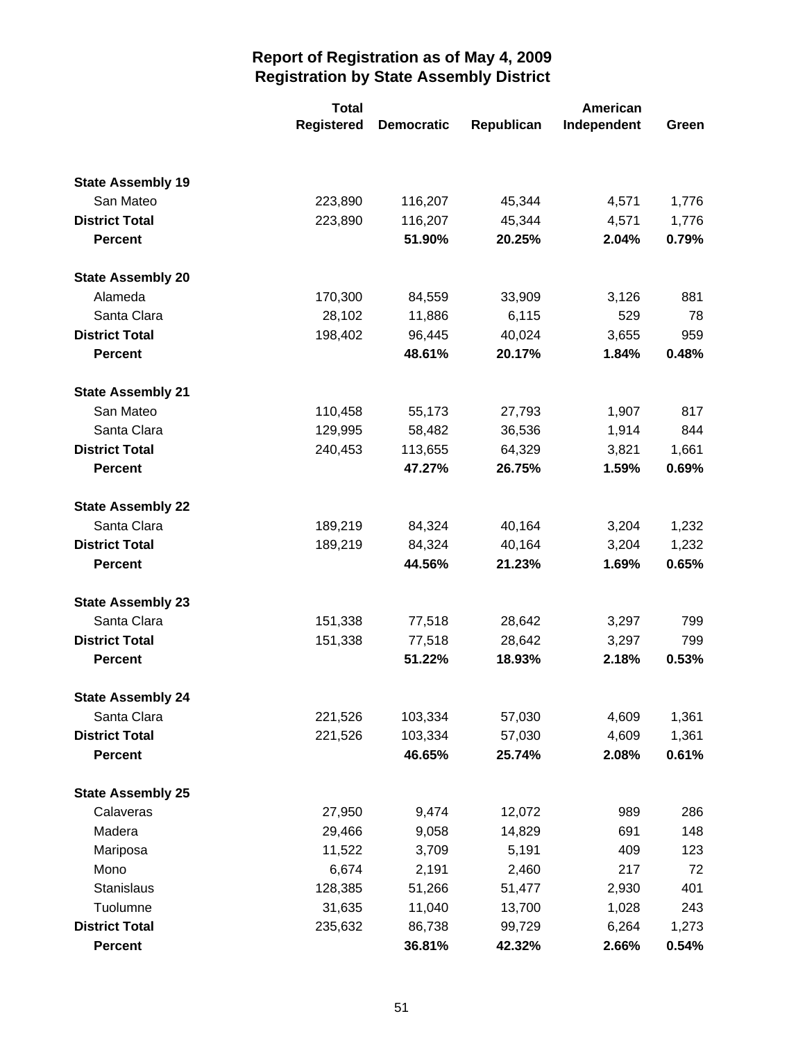# Report of Registration as of May 4, 2009
# Registration by State Assembly District

| | Total Registered | Democratic | Republican | American Independent | Green |
|---|---|---|---|---|---|
| **State Assembly 19** | | | | | |
| San Mateo | 223,890 | 116,207 | 45,344 | 4,571 | 1,776 |
| **District Total** | 223,890 | 116,207 | 45,344 | 4,571 | 1,776 |
| **Percent** | | **51.90%** | **20.25%** | **2.04%** | **0.79%** |
| **State Assembly 20** | | | | | |
| Alameda | 170,300 | 84,559 | 33,909 | 3,126 | 881 |
| Santa Clara | 28,102 | 11,886 | 6,115 | 529 | 78 |
| **District Total** | 198,402 | 96,445 | 40,024 | 3,655 | 959 |
| **Percent** | | **48.61%** | **20.17%** | **1.84%** | **0.48%** |
| **State Assembly 21** | | | | | |
| San Mateo | 110,458 | 55,173 | 27,793 | 1,907 | 817 |
| Santa Clara | 129,995 | 58,482 | 36,536 | 1,914 | 844 |
| **District Total** | 240,453 | 113,655 | 64,329 | 3,821 | 1,661 |
| **Percent** | | **47.27%** | **26.75%** | **1.59%** | **0.69%** |
| **State Assembly 22** | | | | | |
| Santa Clara | 189,219 | 84,324 | 40,164 | 3,204 | 1,232 |
| **District Total** | 189,219 | 84,324 | 40,164 | 3,204 | 1,232 |
| **Percent** | | **44.56%** | **21.23%** | **1.69%** | **0.65%** |
| **State Assembly 23** | | | | | |
| Santa Clara | 151,338 | 77,518 | 28,642 | 3,297 | 799 |
| **District Total** | 151,338 | 77,518 | 28,642 | 3,297 | 799 |
| **Percent** | | **51.22%** | **18.93%** | **2.18%** | **0.53%** |
| **State Assembly 24** | | | | | |
| Santa Clara | 221,526 | 103,334 | 57,030 | 4,609 | 1,361 |
| **District Total** | 221,526 | 103,334 | 57,030 | 4,609 | 1,361 |
| **Percent** | | **46.65%** | **25.74%** | **2.08%** | **0.61%** |
| **State Assembly 25** | | | | | |
| Calaveras | 27,950 | 9,474 | 12,072 | 989 | 286 |
| Madera | 29,466 | 9,058 | 14,829 | 691 | 148 |
| Mariposa | 11,522 | 3,709 | 5,191 | 409 | 123 |
| Mono | 6,674 | 2,191 | 2,460 | 217 | 72 |
| Stanislaus | 128,385 | 51,266 | 51,477 | 2,930 | 401 |
| Tuolumne | 31,635 | 11,040 | 13,700 | 1,028 | 243 |
| **District Total** | 235,632 | 86,738 | 99,729 | 6,264 | 1,273 |
| **Percent** | | **36.81%** | **42.32%** | **2.66%** | **0.54%** |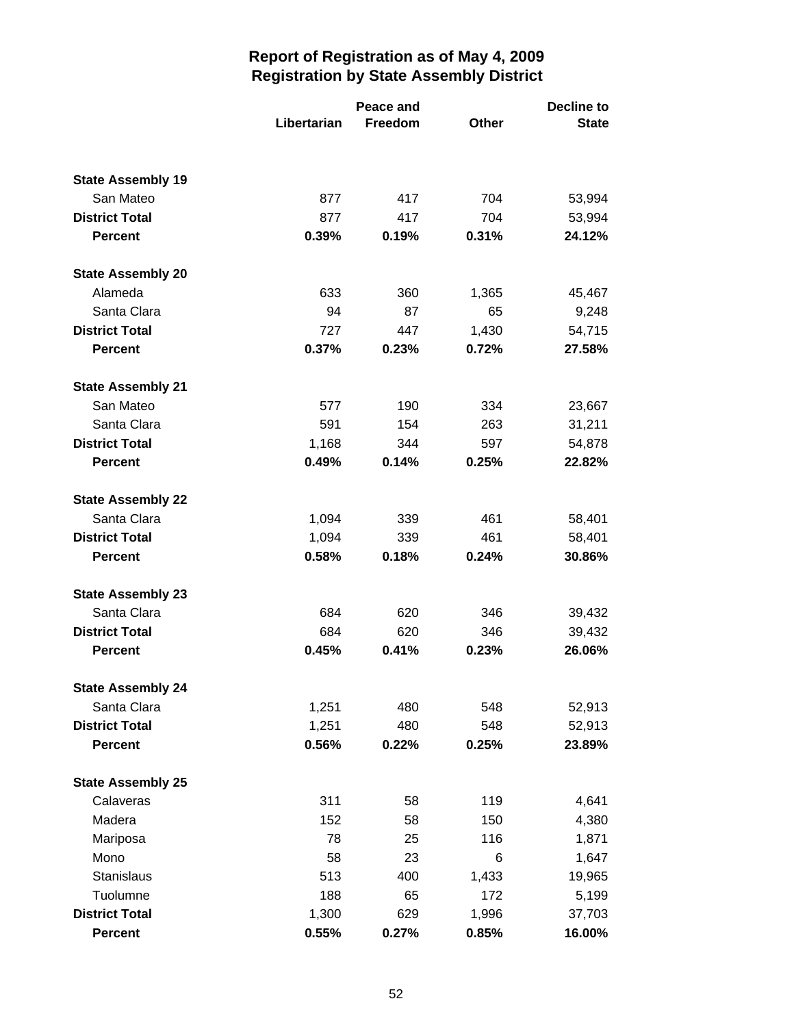# Report of Registration as of May 4, 2009
## Registration by State Assembly District

| | Libertarian | Peace and Freedom | Other | Decline to State |
|---|---|---|---|---|
| **State Assembly 19** | | | | |
| San Mateo | 877 | 417 | 704 | 53,994 |
| **District Total** | 877 | 417 | 704 | 53,994 |
| **Percent** | **0.39%** | **0.19%** | **0.31%** | **24.12%** |
| **State Assembly 20** | | | | |
| Alameda | 633 | 360 | 1,365 | 45,467 |
| Santa Clara | 94 | 87 | 65 | 9,248 |
| **District Total** | 727 | 447 | 1,430 | 54,715 |
| **Percent** | **0.37%** | **0.23%** | **0.72%** | **27.58%** |
| **State Assembly 21** | | | | |
| San Mateo | 577 | 190 | 334 | 23,667 |
| Santa Clara | 591 | 154 | 263 | 31,211 |
| **District Total** | 1,168 | 344 | 597 | 54,878 |
| **Percent** | **0.49%** | **0.14%** | **0.25%** | **22.82%** |
| **State Assembly 22** | | | | |
| Santa Clara | 1,094 | 339 | 461 | 58,401 |
| **District Total** | 1,094 | 339 | 461 | 58,401 |
| **Percent** | **0.58%** | **0.18%** | **0.24%** | **30.86%** |
| **State Assembly 23** | | | | |
| Santa Clara | 684 | 620 | 346 | 39,432 |
| **District Total** | 684 | 620 | 346 | 39,432 |
| **Percent** | **0.45%** | **0.41%** | **0.23%** | **26.06%** |
| **State Assembly 24** | | | | |
| Santa Clara | 1,251 | 480 | 548 | 52,913 |
| **District Total** | 1,251 | 480 | 548 | 52,913 |
| **Percent** | **0.56%** | **0.22%** | **0.25%** | **23.89%** |
| **State Assembly 25** | | | | |
| Calaveras | 311 | 58 | 119 | 4,641 |
| Madera | 152 | 58 | 150 | 4,380 |
| Mariposa | 78 | 25 | 116 | 1,871 |
| Mono | 58 | 23 | 6 | 1,647 |
| Stanislaus | 513 | 400 | 1,433 | 19,965 |
| Tuolumne | 188 | 65 | 172 | 5,199 |
| **District Total** | 1,300 | 629 | 1,996 | 37,703 |
| **Percent** | **0.55%** | **0.27%** | **0.85%** | **16.00%** |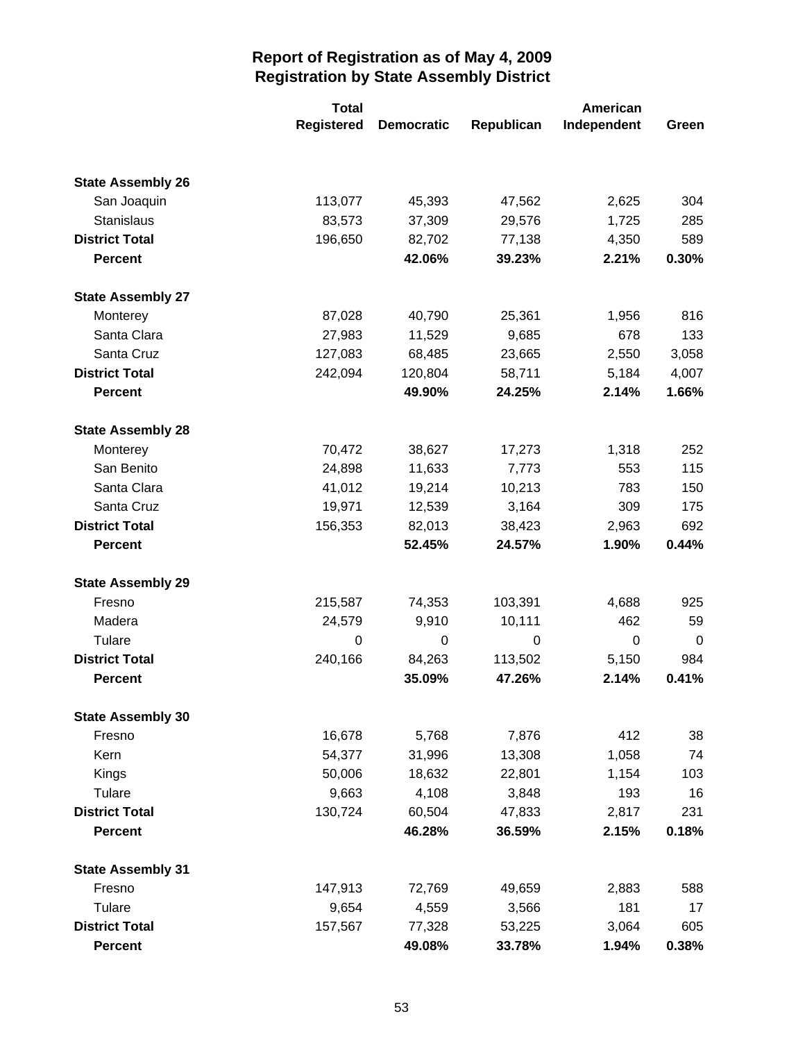# Report of Registration as of May 4, 2009
## Registration by State Assembly District

| | Total Registered | Democratic | Republican | American Independent | Green |
|---|---|---|---|---|---|
| **State Assembly 26** | | | | | |
| San Joaquin | 113,077 | 45,393 | 47,562 | 2,625 | 304 |
| Stanislaus | 83,573 | 37,309 | 29,576 | 1,725 | 285 |
| **District Total** | 196,650 | 82,702 | 77,138 | 4,350 | 589 |
| **Percent** | | **42.06%** | **39.23%** | **2.21%** | **0.30%** |
| **State Assembly 27** | | | | | |
| Monterey | 87,028 | 40,790 | 25,361 | 1,956 | 816 |
| Santa Clara | 27,983 | 11,529 | 9,685 | 678 | 133 |
| Santa Cruz | 127,083 | 68,485 | 23,665 | 2,550 | 3,058 |
| **District Total** | 242,094 | 120,804 | 58,711 | 5,184 | 4,007 |
| **Percent** | | **49.90%** | **24.25%** | **2.14%** | **1.66%** |
| **State Assembly 28** | | | | | |
| Monterey | 70,472 | 38,627 | 17,273 | 1,318 | 252 |
| San Benito | 24,898 | 11,633 | 7,773 | 553 | 115 |
| Santa Clara | 41,012 | 19,214 | 10,213 | 783 | 150 |
| Santa Cruz | 19,971 | 12,539 | 3,164 | 309 | 175 |
| **District Total** | 156,353 | 82,013 | 38,423 | 2,963 | 692 |
| **Percent** | | **52.45%** | **24.57%** | **1.90%** | **0.44%** |
| **State Assembly 29** | | | | | |
| Fresno | 215,587 | 74,353 | 103,391 | 4,688 | 925 |
| Madera | 24,579 | 9,910 | 10,111 | 462 | 59 |
| Tulare | 0 | 0 | 0 | 0 | 0 |
| **District Total** | 240,166 | 84,263 | 113,502 | 5,150 | 984 |
| **Percent** | | **35.09%** | **47.26%** | **2.14%** | **0.41%** |
| **State Assembly 30** | | | | | |
| Fresno | 16,678 | 5,768 | 7,876 | 412 | 38 |
| Kern | 54,377 | 31,996 | 13,308 | 1,058 | 74 |
| Kings | 50,006 | 18,632 | 22,801 | 1,154 | 103 |
| Tulare | 9,663 | 4,108 | 3,848 | 193 | 16 |
| **District Total** | 130,724 | 60,504 | 47,833 | 2,817 | 231 |
| **Percent** | | **46.28%** | **36.59%** | **2.15%** | **0.18%** |
| **State Assembly 31** | | | | | |
| Fresno | 147,913 | 72,769 | 49,659 | 2,883 | 588 |
| Tulare | 9,654 | 4,559 | 3,566 | 181 | 17 |
| **District Total** | 157,567 | 77,328 | 53,225 | 3,064 | 605 |
| **Percent** | | **49.08%** | **33.78%** | **1.94%** | **0.38%** |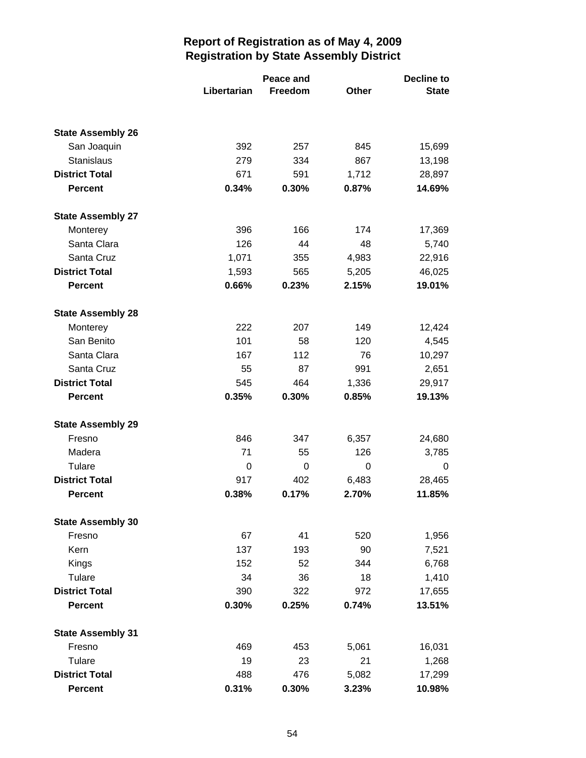# Report of Registration as of May 4, 2009
## Registration by State Assembly District

| | Libertarian | Peace and Freedom | Other | Decline to State |
|---|---|---|---|---|
| **State Assembly 26** | | | | |
| San Joaquin | 392 | 257 | 845 | 15,699 |
| Stanislaus | 279 | 334 | 867 | 13,198 |
| **District Total** | 671 | 591 | 1,712 | 28,897 |
| **Percent** | **0.34%** | **0.30%** | **0.87%** | **14.69%** |
| **State Assembly 27** | | | | |
| Monterey | 396 | 166 | 174 | 17,369 |
| Santa Clara | 126 | 44 | 48 | 5,740 |
| Santa Cruz | 1,071 | 355 | 4,983 | 22,916 |
| **District Total** | 1,593 | 565 | 5,205 | 46,025 |
| **Percent** | **0.66%** | **0.23%** | **2.15%** | **19.01%** |
| **State Assembly 28** | | | | |
| Monterey | 222 | 207 | 149 | 12,424 |
| San Benito | 101 | 58 | 120 | 4,545 |
| Santa Clara | 167 | 112 | 76 | 10,297 |
| Santa Cruz | 55 | 87 | 991 | 2,651 |
| **District Total** | 545 | 464 | 1,336 | 29,917 |
| **Percent** | **0.35%** | **0.30%** | **0.85%** | **19.13%** |
| **State Assembly 29** | | | | |
| Fresno | 846 | 347 | 6,357 | 24,680 |
| Madera | 71 | 55 | 126 | 3,785 |
| Tulare | 0 | 0 | 0 | 0 |
| **District Total** | 917 | 402 | 6,483 | 28,465 |
| **Percent** | **0.38%** | **0.17%** | **2.70%** | **11.85%** |
| **State Assembly 30** | | | | |
| Fresno | 67 | 41 | 520 | 1,956 |
| Kern | 137 | 193 | 90 | 7,521 |
| Kings | 152 | 52 | 344 | 6,768 |
| Tulare | 34 | 36 | 18 | 1,410 |
| **District Total** | 390 | 322 | 972 | 17,655 |
| **Percent** | **0.30%** | **0.25%** | **0.74%** | **13.51%** |
| **State Assembly 31** | | | | |
| Fresno | 469 | 453 | 5,061 | 16,031 |
| Tulare | 19 | 23 | 21 | 1,268 |
| **District Total** | 488 | 476 | 5,082 | 17,299 |
| **Percent** | **0.31%** | **0.30%** | **3.23%** | **10.98%** |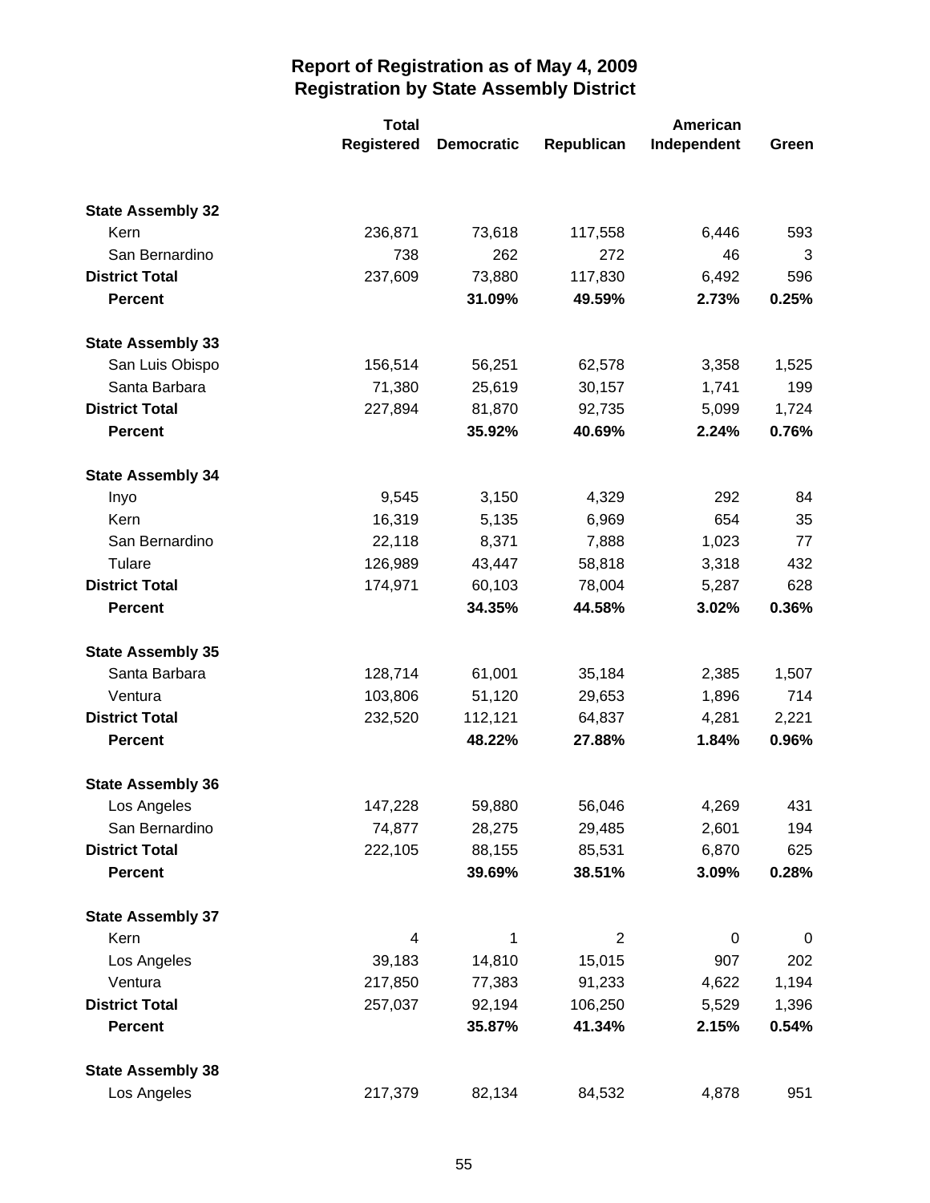# Report of Registration as of May 4, 2009
## Registration by State Assembly District

| | Total Registered | Democratic | Republican | American Independent | Green |
|---|---|---|---|---|---|
| **State Assembly 32** | | | | | |
| Kern | 236,871 | 73,618 | 117,558 | 6,446 | 593 |
| San Bernardino | 738 | 262 | 272 | 46 | 3 |
| **District Total** | 237,609 | 73,880 | 117,830 | 6,492 | 596 |
| **Percent** | | **31.09%** | **49.59%** | **2.73%** | **0.25%** |
| **State Assembly 33** | | | | | |
| San Luis Obispo | 156,514 | 56,251 | 62,578 | 3,358 | 1,525 |
| Santa Barbara | 71,380 | 25,619 | 30,157 | 1,741 | 199 |
| **District Total** | 227,894 | 81,870 | 92,735 | 5,099 | 1,724 |
| **Percent** | | **35.92%** | **40.69%** | **2.24%** | **0.76%** |
| **State Assembly 34** | | | | | |
| Inyo | 9,545 | 3,150 | 4,329 | 292 | 84 |
| Kern | 16,319 | 5,135 | 6,969 | 654 | 35 |
| San Bernardino | 22,118 | 8,371 | 7,888 | 1,023 | 77 |
| Tulare | 126,989 | 43,447 | 58,818 | 3,318 | 432 |
| **District Total** | 174,971 | 60,103 | 78,004 | 5,287 | 628 |
| **Percent** | | **34.35%** | **44.58%** | **3.02%** | **0.36%** |
| **State Assembly 35** | | | | | |
| Santa Barbara | 128,714 | 61,001 | 35,184 | 2,385 | 1,507 |
| Ventura | 103,806 | 51,120 | 29,653 | 1,896 | 714 |
| **District Total** | 232,520 | 112,121 | 64,837 | 4,281 | 2,221 |
| **Percent** | | **48.22%** | **27.88%** | **1.84%** | **0.96%** |
| **State Assembly 36** | | | | | |
| Los Angeles | 147,228 | 59,880 | 56,046 | 4,269 | 431 |
| San Bernardino | 74,877 | 28,275 | 29,485 | 2,601 | 194 |
| **District Total** | 222,105 | 88,155 | 85,531 | 6,870 | 625 |
| **Percent** | | **39.69%** | **38.51%** | **3.09%** | **0.28%** |
| **State Assembly 37** | | | | | |
| Kern | 4 | 1 | 2 | 0 | 0 |
| Los Angeles | 39,183 | 14,810 | 15,015 | 907 | 202 |
| Ventura | 217,850 | 77,383 | 91,233 | 4,622 | 1,194 |
| **District Total** | 257,037 | 92,194 | 106,250 | 5,529 | 1,396 |
| **Percent** | | **35.87%** | **41.34%** | **2.15%** | **0.54%** |
| **State Assembly 38** | | | | | |
| Los Angeles | 217,379 | 82,134 | 84,532 | 4,878 | 951 |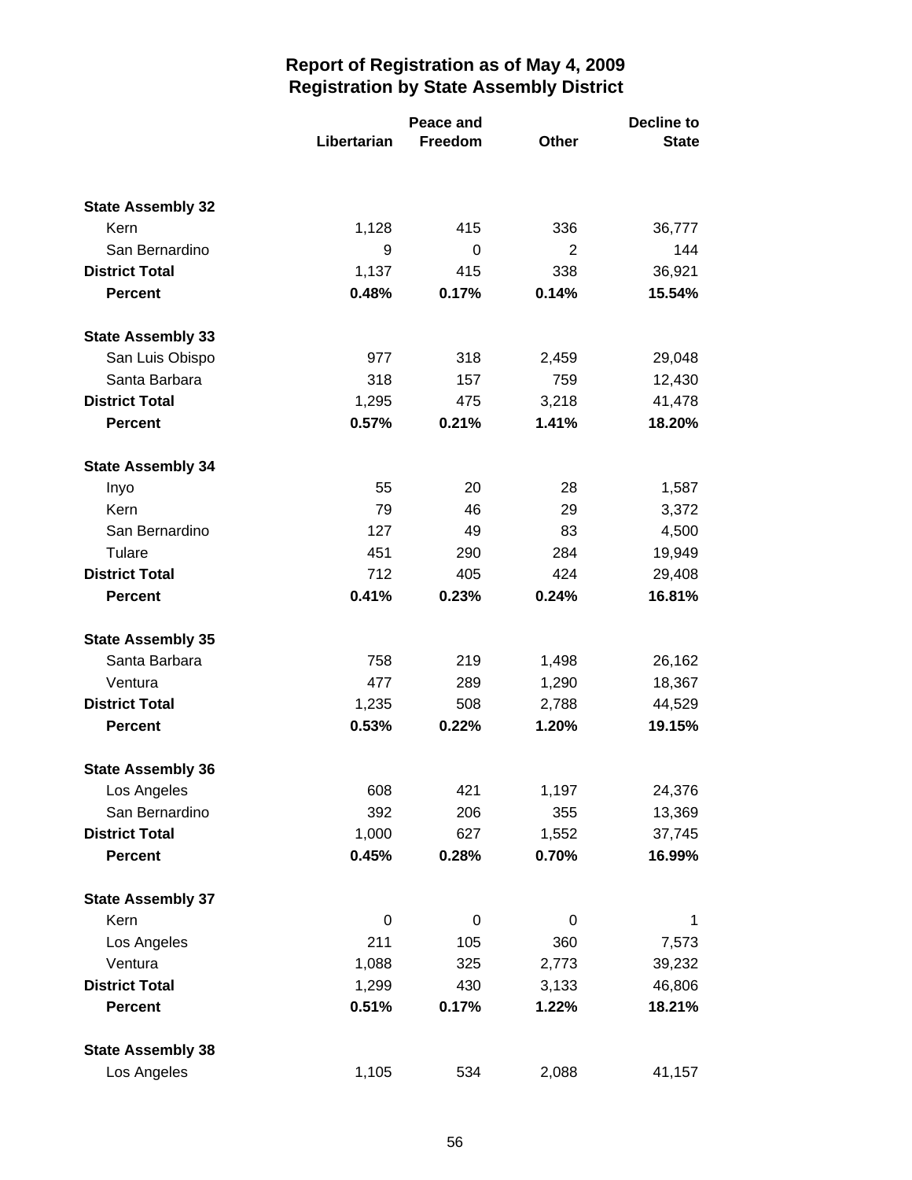## Report of Registration as of May 4, 2009
## Registration by State Assembly District

| | Libertarian | Peace and Freedom | Other | Decline to State |
|---|---|---|---|---|
| **State Assembly 32** | | | | |
| Kern | 1,128 | 415 | 336 | 36,777 |
| San Bernardino | 9 | 0 | 2 | 144 |
| **District Total** | 1,137 | 415 | 338 | 36,921 |
| **Percent** | **0.48%** | **0.17%** | **0.14%** | **15.54%** |
| **State Assembly 33** | | | | |
| San Luis Obispo | 977 | 318 | 2,459 | 29,048 |
| Santa Barbara | 318 | 157 | 759 | 12,430 |
| **District Total** | 1,295 | 475 | 3,218 | 41,478 |
| **Percent** | **0.57%** | **0.21%** | **1.41%** | **18.20%** |
| **State Assembly 34** | | | | |
| Inyo | 55 | 20 | 28 | 1,587 |
| Kern | 79 | 46 | 29 | 3,372 |
| San Bernardino | 127 | 49 | 83 | 4,500 |
| Tulare | 451 | 290 | 284 | 19,949 |
| **District Total** | 712 | 405 | 424 | 29,408 |
| **Percent** | **0.41%** | **0.23%** | **0.24%** | **16.81%** |
| **State Assembly 35** | | | | |
| Santa Barbara | 758 | 219 | 1,498 | 26,162 |
| Ventura | 477 | 289 | 1,290 | 18,367 |
| **District Total** | 1,235 | 508 | 2,788 | 44,529 |
| **Percent** | **0.53%** | **0.22%** | **1.20%** | **19.15%** |
| **State Assembly 36** | | | | |
| Los Angeles | 608 | 421 | 1,197 | 24,376 |
| San Bernardino | 392 | 206 | 355 | 13,369 |
| **District Total** | 1,000 | 627 | 1,552 | 37,745 |
| **Percent** | **0.45%** | **0.28%** | **0.70%** | **16.99%** |
| **State Assembly 37** | | | | |
| Kern | 0 | 0 | 0 | 1 |
| Los Angeles | 211 | 105 | 360 | 7,573 |
| Ventura | 1,088 | 325 | 2,773 | 39,232 |
| **District Total** | 1,299 | 430 | 3,133 | 46,806 |
| **Percent** | **0.51%** | **0.17%** | **1.22%** | **18.21%** |
| **State Assembly 38** | | | | |
| Los Angeles | 1,105 | 534 | 2,088 | 41,157 |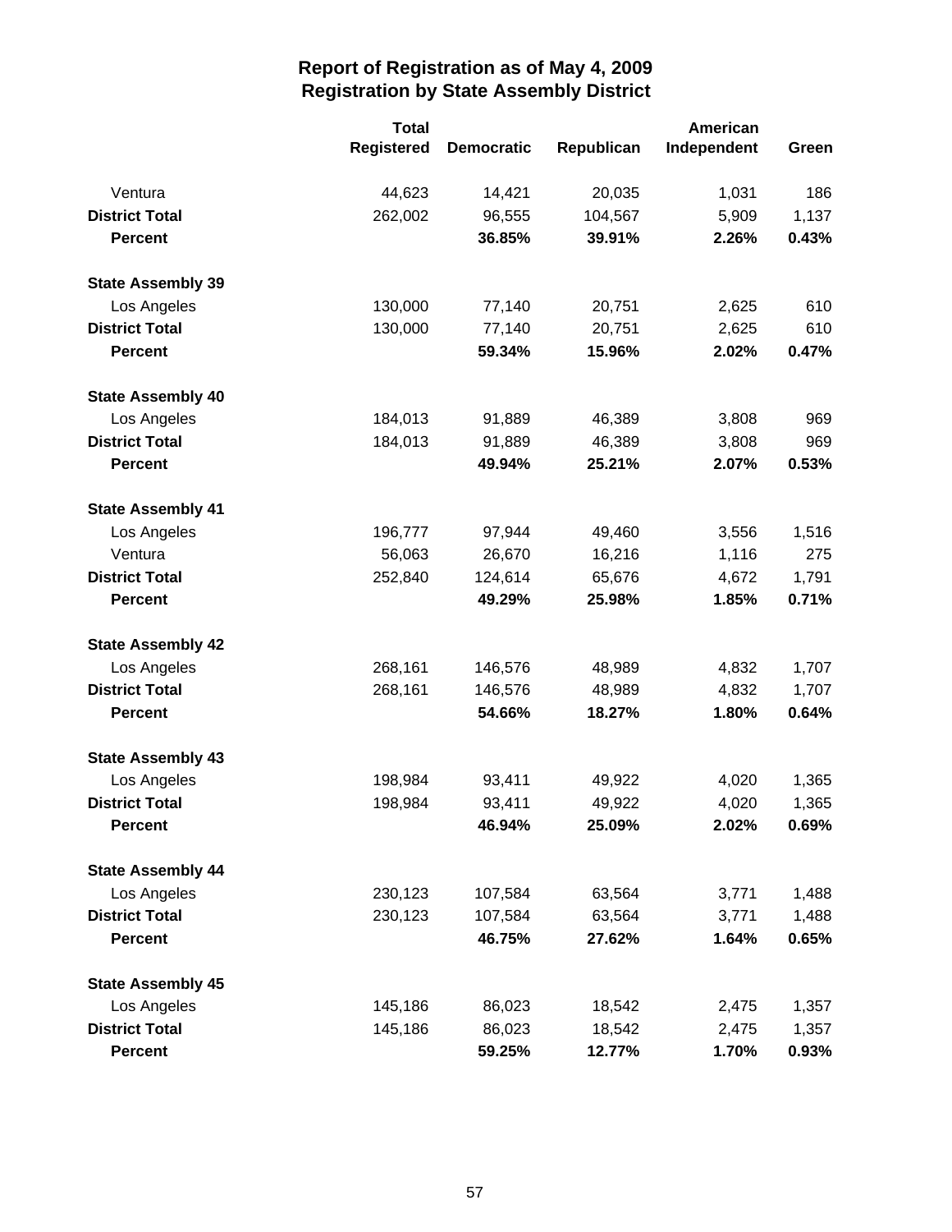# Report of Registration as of May 4, 2009
## Registration by State Assembly District

| | Total Registered | Democratic | Republican | American Independent | Green |
|---|---|---|---|---|---|
| Ventura | 44,623 | 14,421 | 20,035 | 1,031 | 186 |
| **District Total** | 262,002 | 96,555 | 104,567 | 5,909 | 1,137 |
| **Percent** | | **36.85%** | **39.91%** | **2.26%** | **0.43%** |
| **State Assembly 39** | | | | | |
| Los Angeles | 130,000 | 77,140 | 20,751 | 2,625 | 610 |
| **District Total** | 130,000 | 77,140 | 20,751 | 2,625 | 610 |
| **Percent** | | **59.34%** | **15.96%** | **2.02%** | **0.47%** |
| **State Assembly 40** | | | | | |
| Los Angeles | 184,013 | 91,889 | 46,389 | 3,808 | 969 |
| **District Total** | 184,013 | 91,889 | 46,389 | 3,808 | 969 |
| **Percent** | | **49.94%** | **25.21%** | **2.07%** | **0.53%** |
| **State Assembly 41** | | | | | |
| Los Angeles | 196,777 | 97,944 | 49,460 | 3,556 | 1,516 |
| Ventura | 56,063 | 26,670 | 16,216 | 1,116 | 275 |
| **District Total** | 252,840 | 124,614 | 65,676 | 4,672 | 1,791 |
| **Percent** | | **49.29%** | **25.98%** | **1.85%** | **0.71%** |
| **State Assembly 42** | | | | | |
| Los Angeles | 268,161 | 146,576 | 48,989 | 4,832 | 1,707 |
| **District Total** | 268,161 | 146,576 | 48,989 | 4,832 | 1,707 |
| **Percent** | | **54.66%** | **18.27%** | **1.80%** | **0.64%** |
| **State Assembly 43** | | | | | |
| Los Angeles | 198,984 | 93,411 | 49,922 | 4,020 | 1,365 |
| **District Total** | 198,984 | 93,411 | 49,922 | 4,020 | 1,365 |
| **Percent** | | **46.94%** | **25.09%** | **2.02%** | **0.69%** |
| **State Assembly 44** | | | | | |
| Los Angeles | 230,123 | 107,584 | 63,564 | 3,771 | 1,488 |
| **District Total** | 230,123 | 107,584 | 63,564 | 3,771 | 1,488 |
| **Percent** | | **46.75%** | **27.62%** | **1.64%** | **0.65%** |
| **State Assembly 45** | | | | | |
| Los Angeles | 145,186 | 86,023 | 18,542 | 2,475 | 1,357 |
| **District Total** | 145,186 | 86,023 | 18,542 | 2,475 | 1,357 |
| **Percent** | | **59.25%** | **12.77%** | **1.70%** | **0.93%** |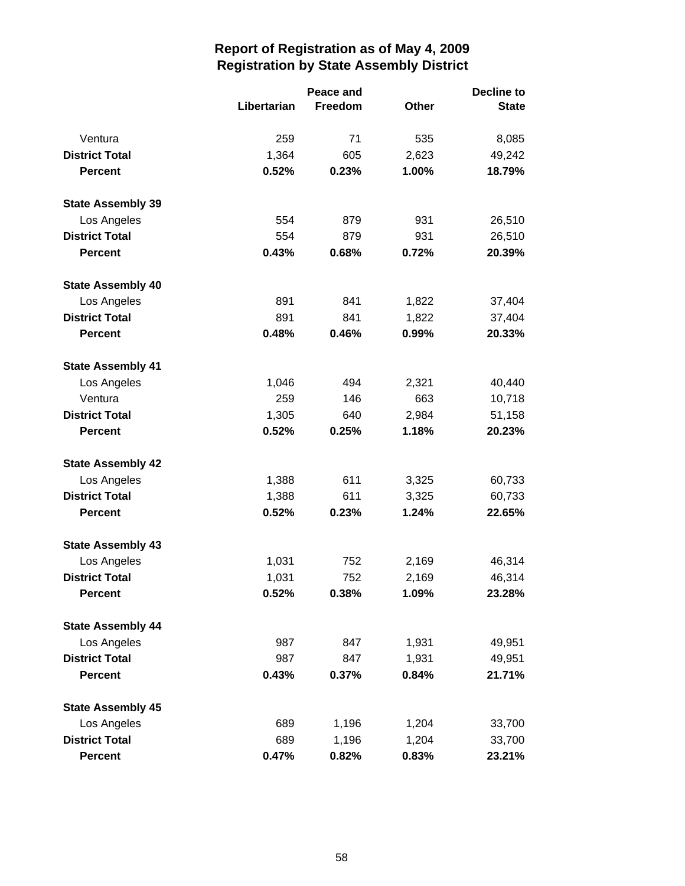## Report of Registration as of May 4, 2009
## Registration by State Assembly District

| | Libertarian | Peace and Freedom | Other | Decline to State |
|---|---|---|---|---|
| Ventura | 259 | 71 | 535 | 8,085 |
| **District Total** | 1,364 | 605 | 2,623 | 49,242 |
| **Percent** | **0.52%** | **0.23%** | **1.00%** | **18.79%** |
| **State Assembly 39** | | | | |
| Los Angeles | 554 | 879 | 931 | 26,510 |
| **District Total** | 554 | 879 | 931 | 26,510 |
| **Percent** | **0.43%** | **0.68%** | **0.72%** | **20.39%** |
| **State Assembly 40** | | | | |
| Los Angeles | 891 | 841 | 1,822 | 37,404 |
| **District Total** | 891 | 841 | 1,822 | 37,404 |
| **Percent** | **0.48%** | **0.46%** | **0.99%** | **20.33%** |
| **State Assembly 41** | | | | |
| Los Angeles | 1,046 | 494 | 2,321 | 40,440 |
| Ventura | 259 | 146 | 663 | 10,718 |
| **District Total** | 1,305 | 640 | 2,984 | 51,158 |
| **Percent** | **0.52%** | **0.25%** | **1.18%** | **20.23%** |
| **State Assembly 42** | | | | |
| Los Angeles | 1,388 | 611 | 3,325 | 60,733 |
| **District Total** | 1,388 | 611 | 3,325 | 60,733 |
| **Percent** | **0.52%** | **0.23%** | **1.24%** | **22.65%** |
| **State Assembly 43** | | | | |
| Los Angeles | 1,031 | 752 | 2,169 | 46,314 |
| **District Total** | 1,031 | 752 | 2,169 | 46,314 |
| **Percent** | **0.52%** | **0.38%** | **1.09%** | **23.28%** |
| **State Assembly 44** | | | | |
| Los Angeles | 987 | 847 | 1,931 | 49,951 |
| **District Total** | 987 | 847 | 1,931 | 49,951 |
| **Percent** | **0.43%** | **0.37%** | **0.84%** | **21.71%** |
| **State Assembly 45** | | | | |
| Los Angeles | 689 | 1,196 | 1,204 | 33,700 |
| **District Total** | 689 | 1,196 | 1,204 | 33,700 |
| **Percent** | **0.47%** | **0.82%** | **0.83%** | **23.21%** |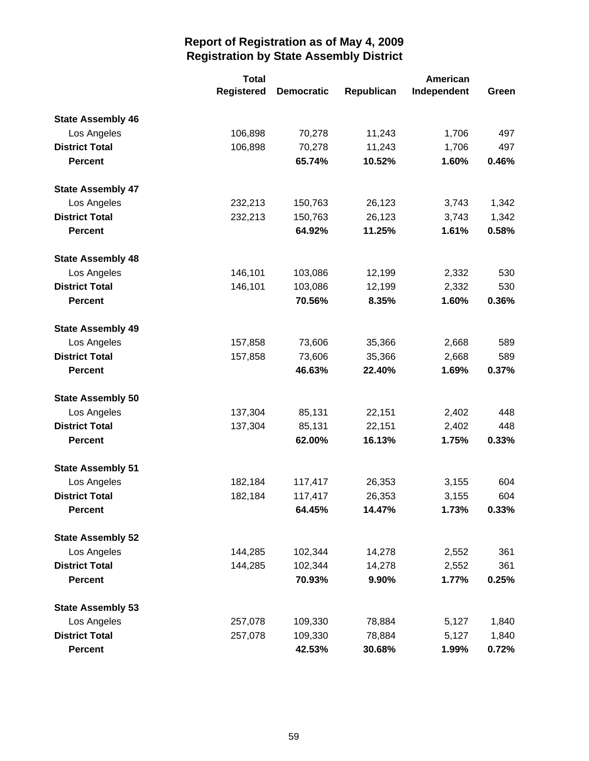# Report of Registration as of May 4, 2009
## Registration by State Assembly District

| | Total Registered | Democratic | Republican | American Independent | Green |
|---|---|---|---|---|---|
| **State Assembly 46** | | | | | |
| Los Angeles | 106,898 | 70,278 | 11,243 | 1,706 | 497 |
| **District Total** | 106,898 | 70,278 | 11,243 | 1,706 | 497 |
| **Percent** | | **65.74%** | **10.52%** | **1.60%** | **0.46%** |
| **State Assembly 47** | | | | | |
| Los Angeles | 232,213 | 150,763 | 26,123 | 3,743 | 1,342 |
| **District Total** | 232,213 | 150,763 | 26,123 | 3,743 | 1,342 |
| **Percent** | | **64.92%** | **11.25%** | **1.61%** | **0.58%** |
| **State Assembly 48** | | | | | |
| Los Angeles | 146,101 | 103,086 | 12,199 | 2,332 | 530 |
| **District Total** | 146,101 | 103,086 | 12,199 | 2,332 | 530 |
| **Percent** | | **70.56%** | **8.35%** | **1.60%** | **0.36%** |
| **State Assembly 49** | | | | | |
| Los Angeles | 157,858 | 73,606 | 35,366 | 2,668 | 589 |
| **District Total** | 157,858 | 73,606 | 35,366 | 2,668 | 589 |
| **Percent** | | **46.63%** | **22.40%** | **1.69%** | **0.37%** |
| **State Assembly 50** | | | | | |
| Los Angeles | 137,304 | 85,131 | 22,151 | 2,402 | 448 |
| **District Total** | 137,304 | 85,131 | 22,151 | 2,402 | 448 |
| **Percent** | | **62.00%** | **16.13%** | **1.75%** | **0.33%** |
| **State Assembly 51** | | | | | |
| Los Angeles | 182,184 | 117,417 | 26,353 | 3,155 | 604 |
| **District Total** | 182,184 | 117,417 | 26,353 | 3,155 | 604 |
| **Percent** | | **64.45%** | **14.47%** | **1.73%** | **0.33%** |
| **State Assembly 52** | | | | | |
| Los Angeles | 144,285 | 102,344 | 14,278 | 2,552 | 361 |
| **District Total** | 144,285 | 102,344 | 14,278 | 2,552 | 361 |
| **Percent** | | **70.93%** | **9.90%** | **1.77%** | **0.25%** |
| **State Assembly 53** | | | | | |
| Los Angeles | 257,078 | 109,330 | 78,884 | 5,127 | 1,840 |
| **District Total** | 257,078 | 109,330 | 78,884 | 5,127 | 1,840 |
| **Percent** | | **42.53%** | **30.68%** | **1.99%** | **0.72%** |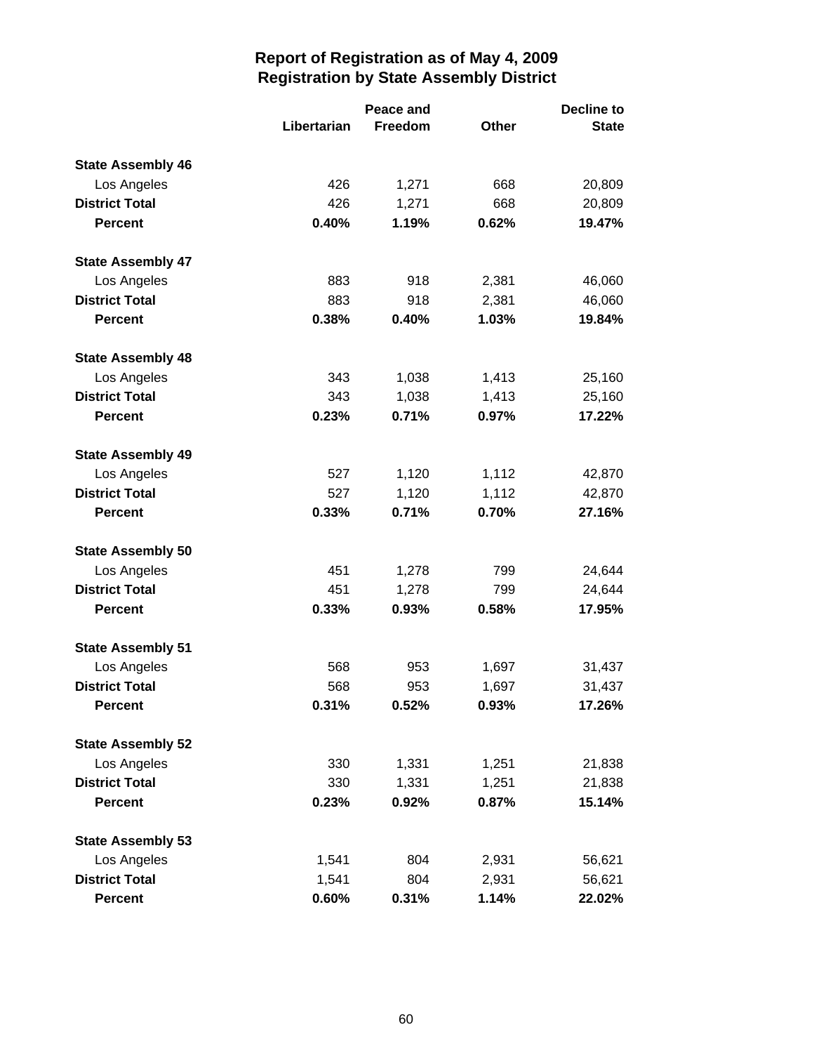## Report of Registration as of May 4, 2009
## Registration by State Assembly District

| | Libertarian | Peace and Freedom | Other | Decline to State |
|---|---|---|---|---|
| **State Assembly 46** | | | | |
| Los Angeles | 426 | 1,271 | 668 | 20,809 |
| **District Total** | 426 | 1,271 | 668 | 20,809 |
| **Percent** | **0.40%** | **1.19%** | **0.62%** | **19.47%** |
| **State Assembly 47** | | | | |
| Los Angeles | 883 | 918 | 2,381 | 46,060 |
| **District Total** | 883 | 918 | 2,381 | 46,060 |
| **Percent** | **0.38%** | **0.40%** | **1.03%** | **19.84%** |
| **State Assembly 48** | | | | |
| Los Angeles | 343 | 1,038 | 1,413 | 25,160 |
| **District Total** | 343 | 1,038 | 1,413 | 25,160 |
| **Percent** | **0.23%** | **0.71%** | **0.97%** | **17.22%** |
| **State Assembly 49** | | | | |
| Los Angeles | 527 | 1,120 | 1,112 | 42,870 |
| **District Total** | 527 | 1,120 | 1,112 | 42,870 |
| **Percent** | **0.33%** | **0.71%** | **0.70%** | **27.16%** |
| **State Assembly 50** | | | | |
| Los Angeles | 451 | 1,278 | 799 | 24,644 |
| **District Total** | 451 | 1,278 | 799 | 24,644 |
| **Percent** | **0.33%** | **0.93%** | **0.58%** | **17.95%** |
| **State Assembly 51** | | | | |
| Los Angeles | 568 | 953 | 1,697 | 31,437 |
| **District Total** | 568 | 953 | 1,697 | 31,437 |
| **Percent** | **0.31%** | **0.52%** | **0.93%** | **17.26%** |
| **State Assembly 52** | | | | |
| Los Angeles | 330 | 1,331 | 1,251 | 21,838 |
| **District Total** | 330 | 1,331 | 1,251 | 21,838 |
| **Percent** | **0.23%** | **0.92%** | **0.87%** | **15.14%** |
| **State Assembly 53** | | | | |
| Los Angeles | 1,541 | 804 | 2,931 | 56,621 |
| **District Total** | 1,541 | 804 | 2,931 | 56,621 |
| **Percent** | **0.60%** | **0.31%** | **1.14%** | **22.02%** |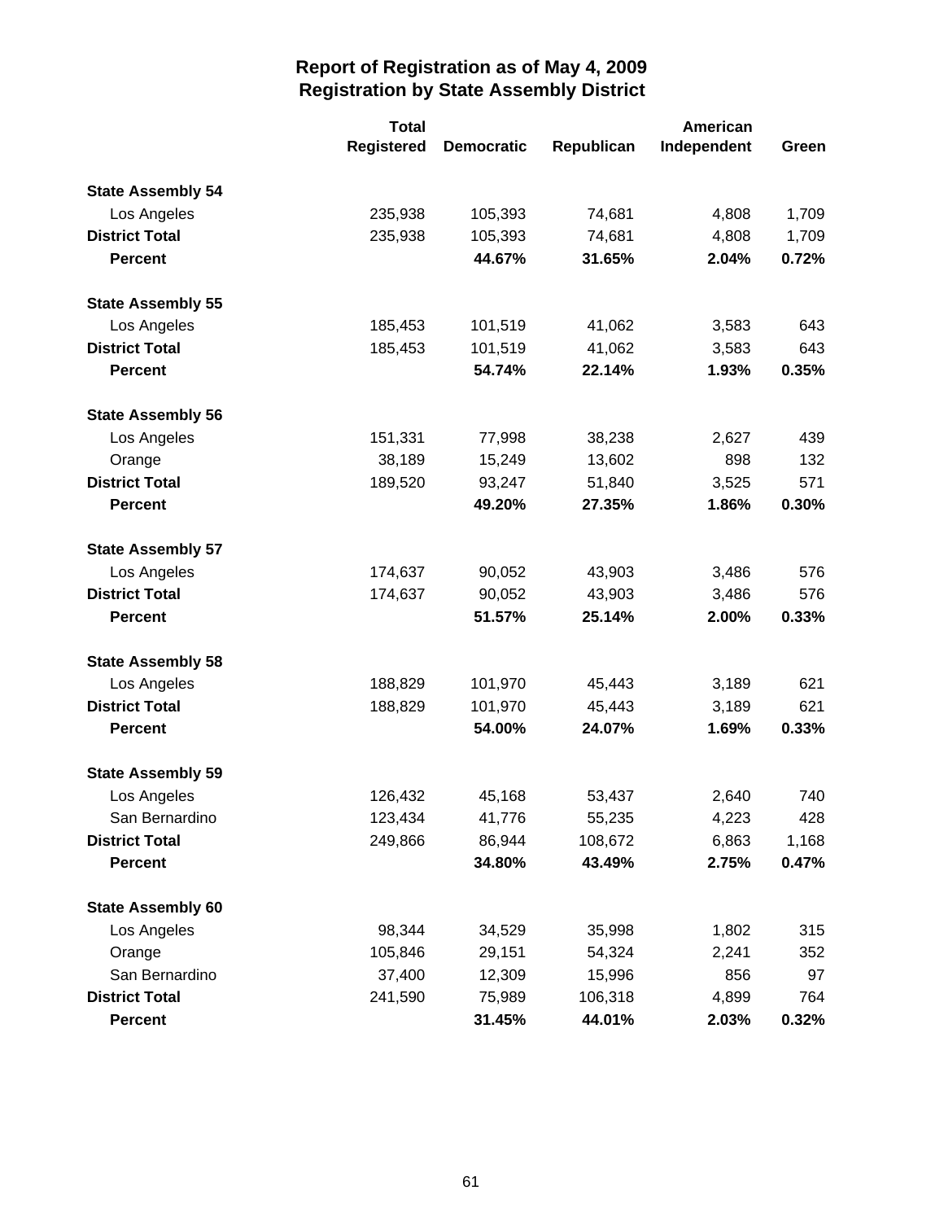# Report of Registration as of May 4, 2009
## Registration by State Assembly District

| | Total Registered | Democratic | Republican | American Independent | Green |
|---|---|---|---|---|---|
| **State Assembly 54** | | | | | |
| Los Angeles | 235,938 | 105,393 | 74,681 | 4,808 | 1,709 |
| **District Total** | 235,938 | 105,393 | 74,681 | 4,808 | 1,709 |
| **Percent** | | **44.67%** | **31.65%** | **2.04%** | **0.72%** |
| **State Assembly 55** | | | | | |
| Los Angeles | 185,453 | 101,519 | 41,062 | 3,583 | 643 |
| **District Total** | 185,453 | 101,519 | 41,062 | 3,583 | 643 |
| **Percent** | | **54.74%** | **22.14%** | **1.93%** | **0.35%** |
| **State Assembly 56** | | | | | |
| Los Angeles | 151,331 | 77,998 | 38,238 | 2,627 | 439 |
| Orange | 38,189 | 15,249 | 13,602 | 898 | 132 |
| **District Total** | 189,520 | 93,247 | 51,840 | 3,525 | 571 |
| **Percent** | | **49.20%** | **27.35%** | **1.86%** | **0.30%** |
| **State Assembly 57** | | | | | |
| Los Angeles | 174,637 | 90,052 | 43,903 | 3,486 | 576 |
| **District Total** | 174,637 | 90,052 | 43,903 | 3,486 | 576 |
| **Percent** | | **51.57%** | **25.14%** | **2.00%** | **0.33%** |
| **State Assembly 58** | | | | | |
| Los Angeles | 188,829 | 101,970 | 45,443 | 3,189 | 621 |
| **District Total** | 188,829 | 101,970 | 45,443 | 3,189 | 621 |
| **Percent** | | **54.00%** | **24.07%** | **1.69%** | **0.33%** |
| **State Assembly 59** | | | | | |
| Los Angeles | 126,432 | 45,168 | 53,437 | 2,640 | 740 |
| San Bernardino | 123,434 | 41,776 | 55,235 | 4,223 | 428 |
| **District Total** | 249,866 | 86,944 | 108,672 | 6,863 | 1,168 |
| **Percent** | | **34.80%** | **43.49%** | **2.75%** | **0.47%** |
| **State Assembly 60** | | | | | |
| Los Angeles | 98,344 | 34,529 | 35,998 | 1,802 | 315 |
| Orange | 105,846 | 29,151 | 54,324 | 2,241 | 352 |
| San Bernardino | 37,400 | 12,309 | 15,996 | 856 | 97 |
| **District Total** | 241,590 | 75,989 | 106,318 | 4,899 | 764 |
| **Percent** | | **31.45%** | **44.01%** | **2.03%** | **0.32%** |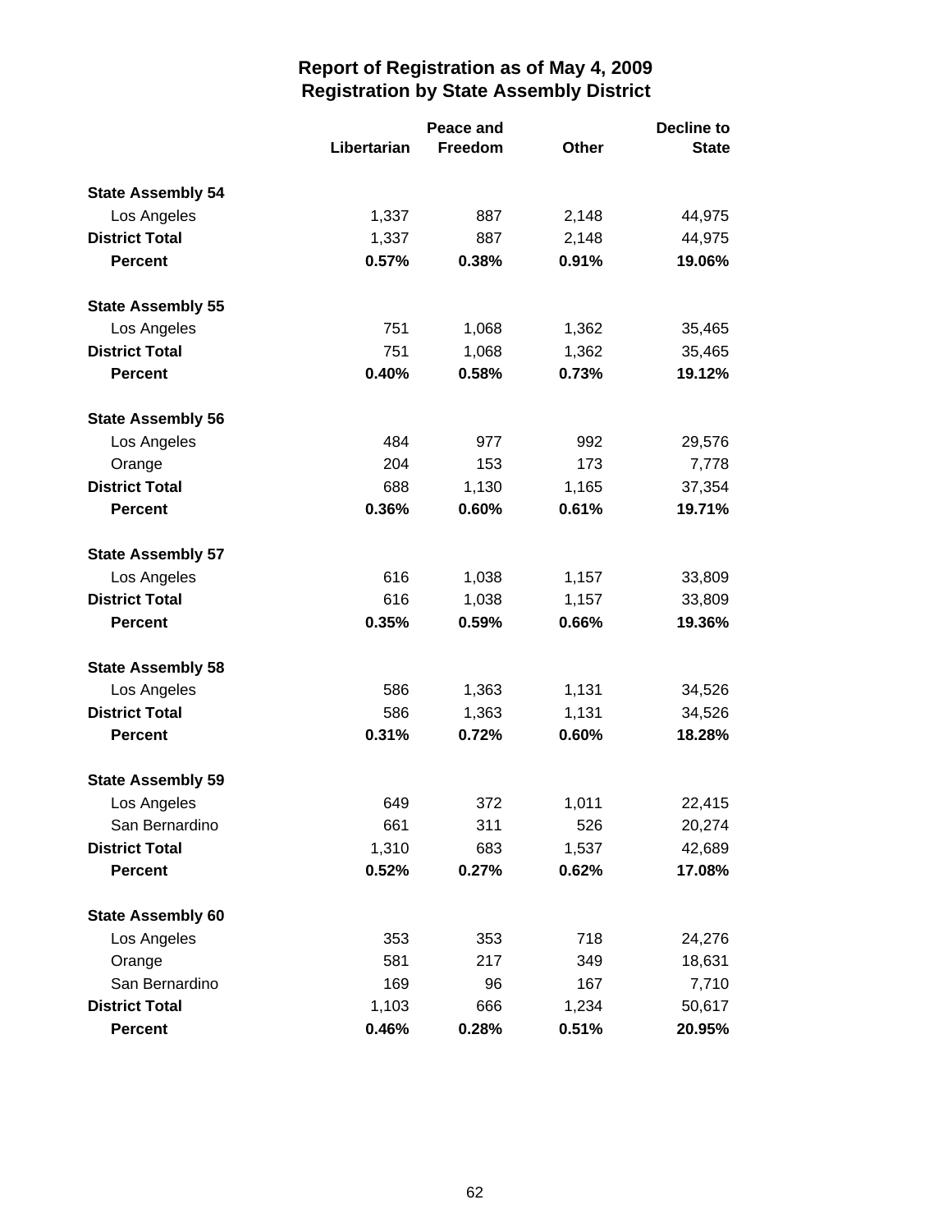# Report of Registration as of May 4, 2009
## Registration by State Assembly District

| | Libertarian | Peace and Freedom | Other | Decline to State |
|---|---|---|---|---|
| **State Assembly 54** | | | | |
| Los Angeles | 1,337 | 887 | 2,148 | 44,975 |
| **District Total** | 1,337 | 887 | 2,148 | 44,975 |
| **Percent** | **0.57%** | **0.38%** | **0.91%** | **19.06%** |
| **State Assembly 55** | | | | |
| Los Angeles | 751 | 1,068 | 1,362 | 35,465 |
| **District Total** | 751 | 1,068 | 1,362 | 35,465 |
| **Percent** | **0.40%** | **0.58%** | **0.73%** | **19.12%** |
| **State Assembly 56** | | | | |
| Los Angeles | 484 | 977 | 992 | 29,576 |
| Orange | 204 | 153 | 173 | 7,778 |
| **District Total** | 688 | 1,130 | 1,165 | 37,354 |
| **Percent** | **0.36%** | **0.60%** | **0.61%** | **19.71%** |
| **State Assembly 57** | | | | |
| Los Angeles | 616 | 1,038 | 1,157 | 33,809 |
| **District Total** | 616 | 1,038 | 1,157 | 33,809 |
| **Percent** | **0.35%** | **0.59%** | **0.66%** | **19.36%** |
| **State Assembly 58** | | | | |
| Los Angeles | 586 | 1,363 | 1,131 | 34,526 |
| **District Total** | 586 | 1,363 | 1,131 | 34,526 |
| **Percent** | **0.31%** | **0.72%** | **0.60%** | **18.28%** |
| **State Assembly 59** | | | | |
| Los Angeles | 649 | 372 | 1,011 | 22,415 |
| San Bernardino | 661 | 311 | 526 | 20,274 |
| **District Total** | 1,310 | 683 | 1,537 | 42,689 |
| **Percent** | **0.52%** | **0.27%** | **0.62%** | **17.08%** |
| **State Assembly 60** | | | | |
| Los Angeles | 353 | 353 | 718 | 24,276 |
| Orange | 581 | 217 | 349 | 18,631 |
| San Bernardino | 169 | 96 | 167 | 7,710 |
| **District Total** | 1,103 | 666 | 1,234 | 50,617 |
| **Percent** | **0.46%** | **0.28%** | **0.51%** | **20.95%** |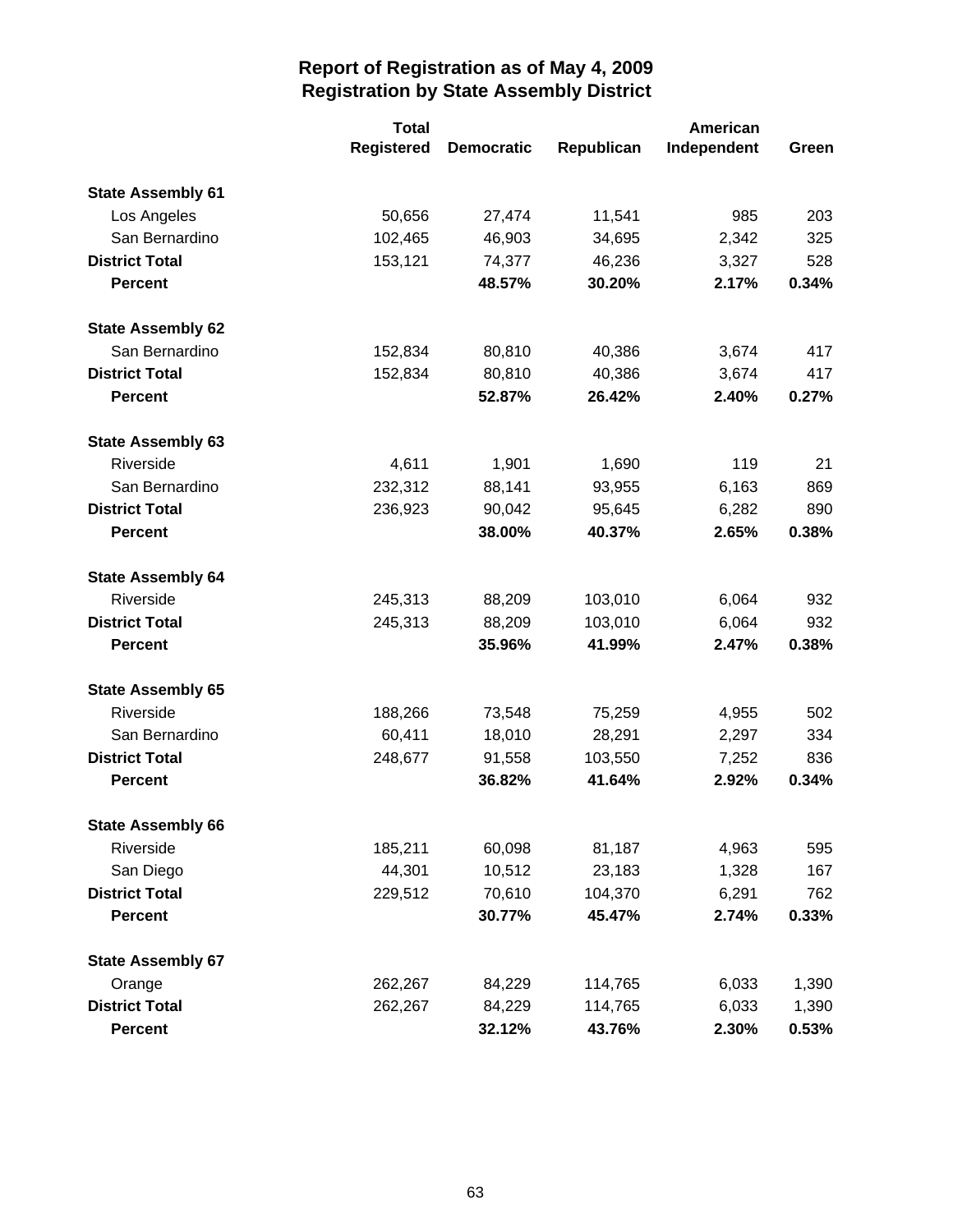# Report of Registration as of May 4, 2009
## Registration by State Assembly District

| | Total Registered | Democratic | Republican | American Independent | Green |
|---|---|---|---|---|---|
| **State Assembly 61** | | | | | |
| Los Angeles | 50,656 | 27,474 | 11,541 | 985 | 203 |
| San Bernardino | 102,465 | 46,903 | 34,695 | 2,342 | 325 |
| **District Total** | 153,121 | 74,377 | 46,236 | 3,327 | 528 |
| **Percent** | | **48.57%** | **30.20%** | **2.17%** | **0.34%** |
| **State Assembly 62** | | | | | |
| San Bernardino | 152,834 | 80,810 | 40,386 | 3,674 | 417 |
| **District Total** | 152,834 | 80,810 | 40,386 | 3,674 | 417 |
| **Percent** | | **52.87%** | **26.42%** | **2.40%** | **0.27%** |
| **State Assembly 63** | | | | | |
| Riverside | 4,611 | 1,901 | 1,690 | 119 | 21 |
| San Bernardino | 232,312 | 88,141 | 93,955 | 6,163 | 869 |
| **District Total** | 236,923 | 90,042 | 95,645 | 6,282 | 890 |
| **Percent** | | **38.00%** | **40.37%** | **2.65%** | **0.38%** |
| **State Assembly 64** | | | | | |
| Riverside | 245,313 | 88,209 | 103,010 | 6,064 | 932 |
| **District Total** | 245,313 | 88,209 | 103,010 | 6,064 | 932 |
| **Percent** | | **35.96%** | **41.99%** | **2.47%** | **0.38%** |
| **State Assembly 65** | | | | | |
| Riverside | 188,266 | 73,548 | 75,259 | 4,955 | 502 |
| San Bernardino | 60,411 | 18,010 | 28,291 | 2,297 | 334 |
| **District Total** | 248,677 | 91,558 | 103,550 | 7,252 | 836 |
| **Percent** | | **36.82%** | **41.64%** | **2.92%** | **0.34%** |
| **State Assembly 66** | | | | | |
| Riverside | 185,211 | 60,098 | 81,187 | 4,963 | 595 |
| San Diego | 44,301 | 10,512 | 23,183 | 1,328 | 167 |
| **District Total** | 229,512 | 70,610 | 104,370 | 6,291 | 762 |
| **Percent** | | **30.77%** | **45.47%** | **2.74%** | **0.33%** |
| **State Assembly 67** | | | | | |
| Orange | 262,267 | 84,229 | 114,765 | 6,033 | 1,390 |
| **District Total** | 262,267 | 84,229 | 114,765 | 6,033 | 1,390 |
| **Percent** | | **32.12%** | **43.76%** | **2.30%** | **0.53%** |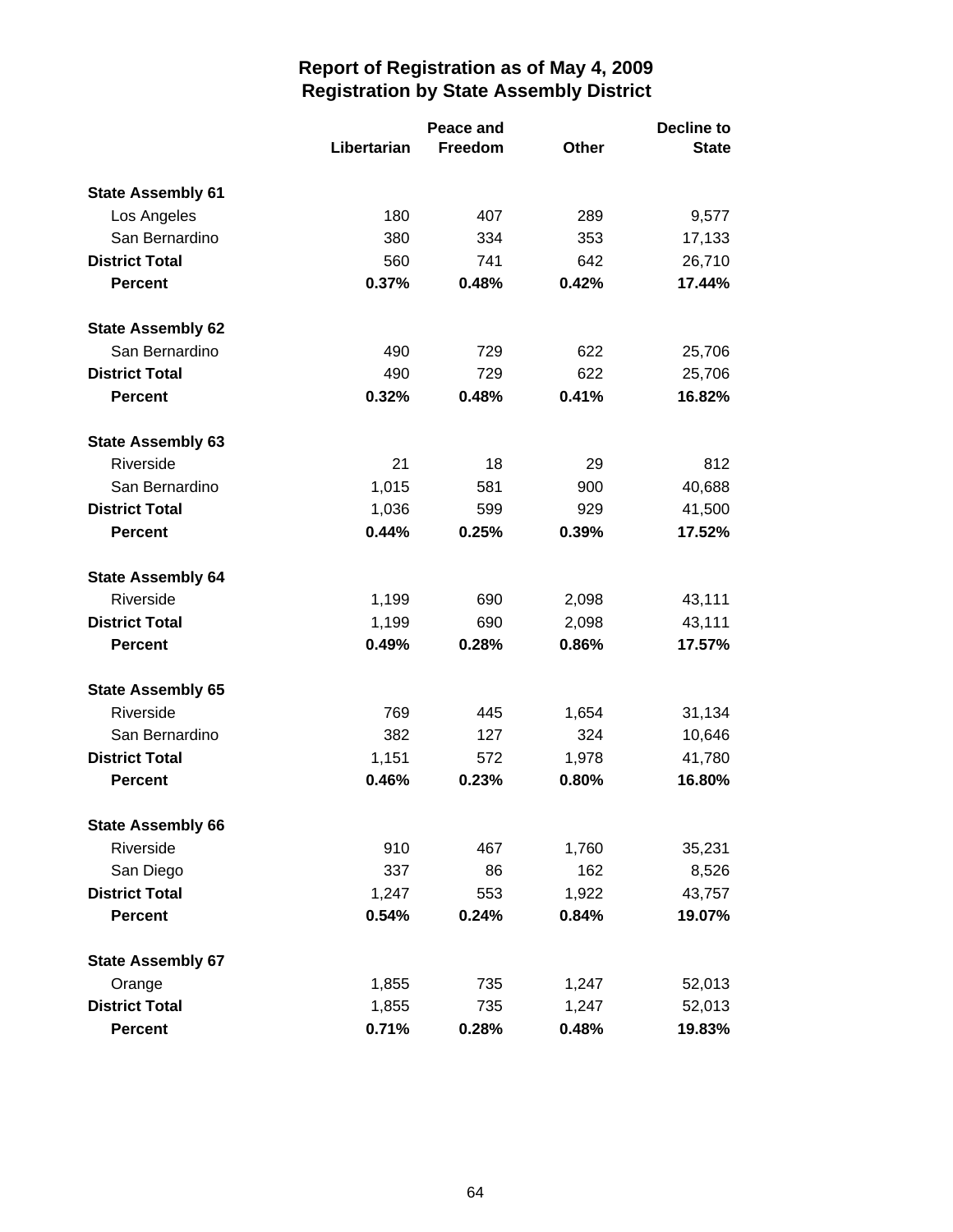# Report of Registration as of May 4, 2009
## Registration by State Assembly District

| | Libertarian | Peace and Freedom | Other | Decline to State |
|---|---|---|---|---|
| **State Assembly 61** | | | | |
| Los Angeles | 180 | 407 | 289 | 9,577 |
| San Bernardino | 380 | 334 | 353 | 17,133 |
| **District Total** | 560 | 741 | 642 | 26,710 |
| **Percent** | **0.37%** | **0.48%** | **0.42%** | **17.44%** |
| **State Assembly 62** | | | | |
| San Bernardino | 490 | 729 | 622 | 25,706 |
| **District Total** | 490 | 729 | 622 | 25,706 |
| **Percent** | **0.32%** | **0.48%** | **0.41%** | **16.82%** |
| **State Assembly 63** | | | | |
| Riverside | 21 | 18 | 29 | 812 |
| San Bernardino | 1,015 | 581 | 900 | 40,688 |
| **District Total** | 1,036 | 599 | 929 | 41,500 |
| **Percent** | **0.44%** | **0.25%** | **0.39%** | **17.52%** |
| **State Assembly 64** | | | | |
| Riverside | 1,199 | 690 | 2,098 | 43,111 |
| **District Total** | 1,199 | 690 | 2,098 | 43,111 |
| **Percent** | **0.49%** | **0.28%** | **0.86%** | **17.57%** |
| **State Assembly 65** | | | | |
| Riverside | 769 | 445 | 1,654 | 31,134 |
| San Bernardino | 382 | 127 | 324 | 10,646 |
| **District Total** | 1,151 | 572 | 1,978 | 41,780 |
| **Percent** | **0.46%** | **0.23%** | **0.80%** | **16.80%** |
| **State Assembly 66** | | | | |
| Riverside | 910 | 467 | 1,760 | 35,231 |
| San Diego | 337 | 86 | 162 | 8,526 |
| **District Total** | 1,247 | 553 | 1,922 | 43,757 |
| **Percent** | **0.54%** | **0.24%** | **0.84%** | **19.07%** |
| **State Assembly 67** | | | | |
| Orange | 1,855 | 735 | 1,247 | 52,013 |
| **District Total** | 1,855 | 735 | 1,247 | 52,013 |
| **Percent** | **0.71%** | **0.28%** | **0.48%** | **19.83%** |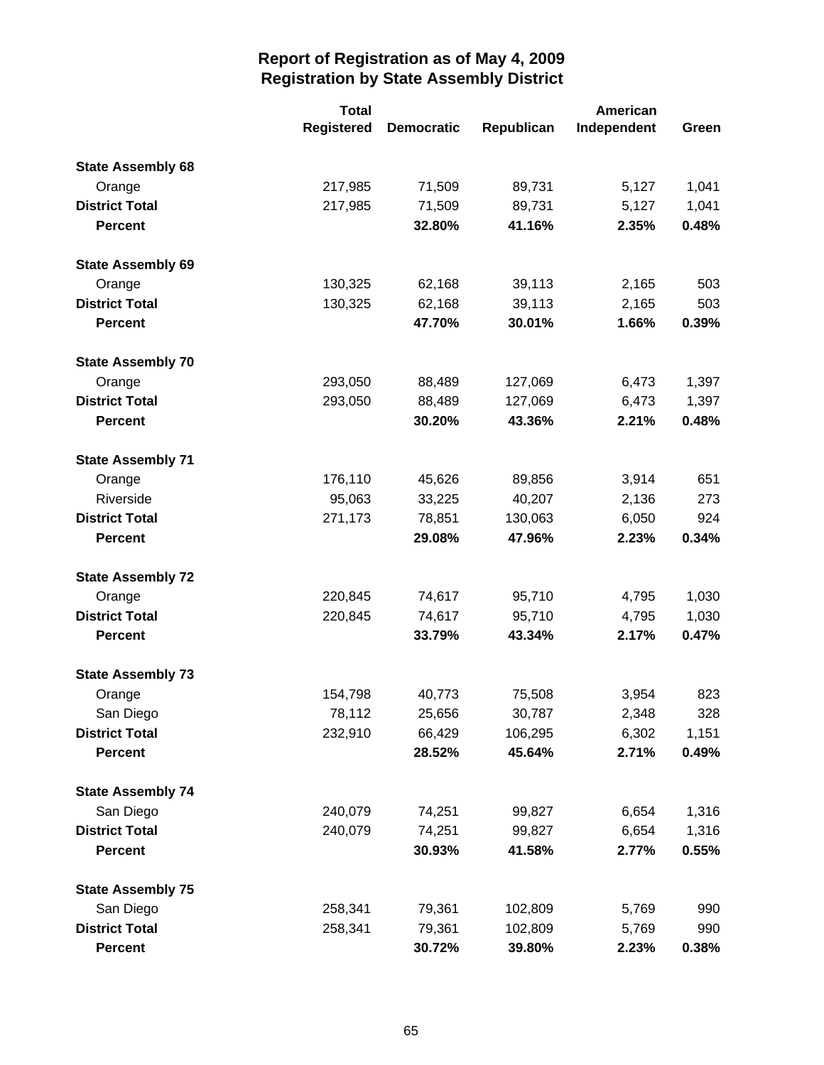# Report of Registration as of May 4, 2009
## Registration by State Assembly District

| | Total Registered | Democratic | Republican | American Independent | Green |
|---|---|---|---|---|---|
| **State Assembly 68** | | | | | |
| Orange | 217,985 | 71,509 | 89,731 | 5,127 | 1,041 |
| **District Total** | 217,985 | 71,509 | 89,731 | 5,127 | 1,041 |
| **Percent** | | **32.80%** | **41.16%** | **2.35%** | **0.48%** |
| **State Assembly 69** | | | | | |
| Orange | 130,325 | 62,168 | 39,113 | 2,165 | 503 |
| **District Total** | 130,325 | 62,168 | 39,113 | 2,165 | 503 |
| **Percent** | | **47.70%** | **30.01%** | **1.66%** | **0.39%** |
| **State Assembly 70** | | | | | |
| Orange | 293,050 | 88,489 | 127,069 | 6,473 | 1,397 |
| **District Total** | 293,050 | 88,489 | 127,069 | 6,473 | 1,397 |
| **Percent** | | **30.20%** | **43.36%** | **2.21%** | **0.48%** |
| **State Assembly 71** | | | | | |
| Orange | 176,110 | 45,626 | 89,856 | 3,914 | 651 |
| Riverside | 95,063 | 33,225 | 40,207 | 2,136 | 273 |
| **District Total** | 271,173 | 78,851 | 130,063 | 6,050 | 924 |
| **Percent** | | **29.08%** | **47.96%** | **2.23%** | **0.34%** |
| **State Assembly 72** | | | | | |
| Orange | 220,845 | 74,617 | 95,710 | 4,795 | 1,030 |
| **District Total** | 220,845 | 74,617 | 95,710 | 4,795 | 1,030 |
| **Percent** | | **33.79%** | **43.34%** | **2.17%** | **0.47%** |
| **State Assembly 73** | | | | | |
| Orange | 154,798 | 40,773 | 75,508 | 3,954 | 823 |
| San Diego | 78,112 | 25,656 | 30,787 | 2,348 | 328 |
| **District Total** | 232,910 | 66,429 | 106,295 | 6,302 | 1,151 |
| **Percent** | | **28.52%** | **45.64%** | **2.71%** | **0.49%** |
| **State Assembly 74** | | | | | |
| San Diego | 240,079 | 74,251 | 99,827 | 6,654 | 1,316 |
| **District Total** | 240,079 | 74,251 | 99,827 | 6,654 | 1,316 |
| **Percent** | | **30.93%** | **41.58%** | **2.77%** | **0.55%** |
| **State Assembly 75** | | | | | |
| San Diego | 258,341 | 79,361 | 102,809 | 5,769 | 990 |
| **District Total** | 258,341 | 79,361 | 102,809 | 5,769 | 990 |
| **Percent** | | **30.72%** | **39.80%** | **2.23%** | **0.38%** |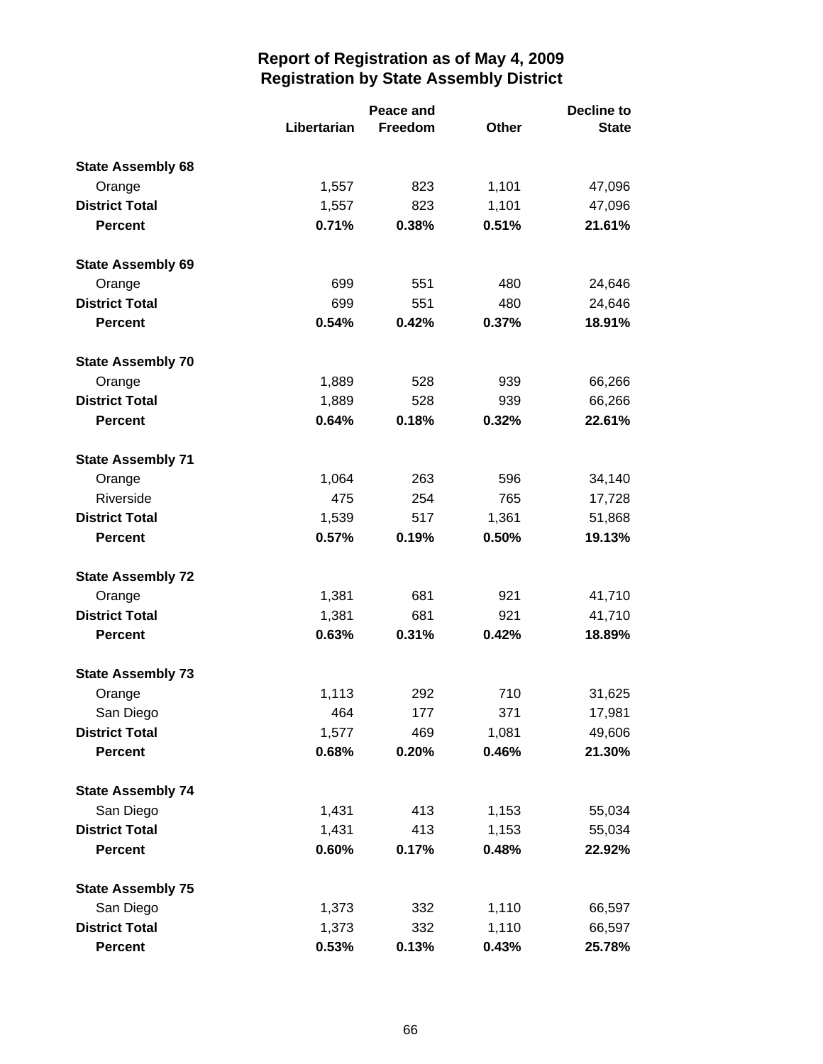# Report of Registration as of May 4, 2009
## Registration by State Assembly District

| | Libertarian | Peace and Freedom | Other | Decline to State |
|---|---|---|---|---|
| **State Assembly 68** | | | | |
| Orange | 1,557 | 823 | 1,101 | 47,096 |
| **District Total** | 1,557 | 823 | 1,101 | 47,096 |
| **Percent** | **0.71%** | **0.38%** | **0.51%** | **21.61%** |
| **State Assembly 69** | | | | |
| Orange | 699 | 551 | 480 | 24,646 |
| **District Total** | 699 | 551 | 480 | 24,646 |
| **Percent** | **0.54%** | **0.42%** | **0.37%** | **18.91%** |
| **State Assembly 70** | | | | |
| Orange | 1,889 | 528 | 939 | 66,266 |
| **District Total** | 1,889 | 528 | 939 | 66,266 |
| **Percent** | **0.64%** | **0.18%** | **0.32%** | **22.61%** |
| **State Assembly 71** | | | | |
| Orange | 1,064 | 263 | 596 | 34,140 |
| Riverside | 475 | 254 | 765 | 17,728 |
| **District Total** | 1,539 | 517 | 1,361 | 51,868 |
| **Percent** | **0.57%** | **0.19%** | **0.50%** | **19.13%** |
| **State Assembly 72** | | | | |
| Orange | 1,381 | 681 | 921 | 41,710 |
| **District Total** | 1,381 | 681 | 921 | 41,710 |
| **Percent** | **0.63%** | **0.31%** | **0.42%** | **18.89%** |
| **State Assembly 73** | | | | |
| Orange | 1,113 | 292 | 710 | 31,625 |
| San Diego | 464 | 177 | 371 | 17,981 |
| **District Total** | 1,577 | 469 | 1,081 | 49,606 |
| **Percent** | **0.68%** | **0.20%** | **0.46%** | **21.30%** |
| **State Assembly 74** | | | | |
| San Diego | 1,431 | 413 | 1,153 | 55,034 |
| **District Total** | 1,431 | 413 | 1,153 | 55,034 |
| **Percent** | **0.60%** | **0.17%** | **0.48%** | **22.92%** |
| **State Assembly 75** | | | | |
| San Diego | 1,373 | 332 | 1,110 | 66,597 |
| **District Total** | 1,373 | 332 | 1,110 | 66,597 |
| **Percent** | **0.53%** | **0.13%** | **0.43%** | **25.78%** |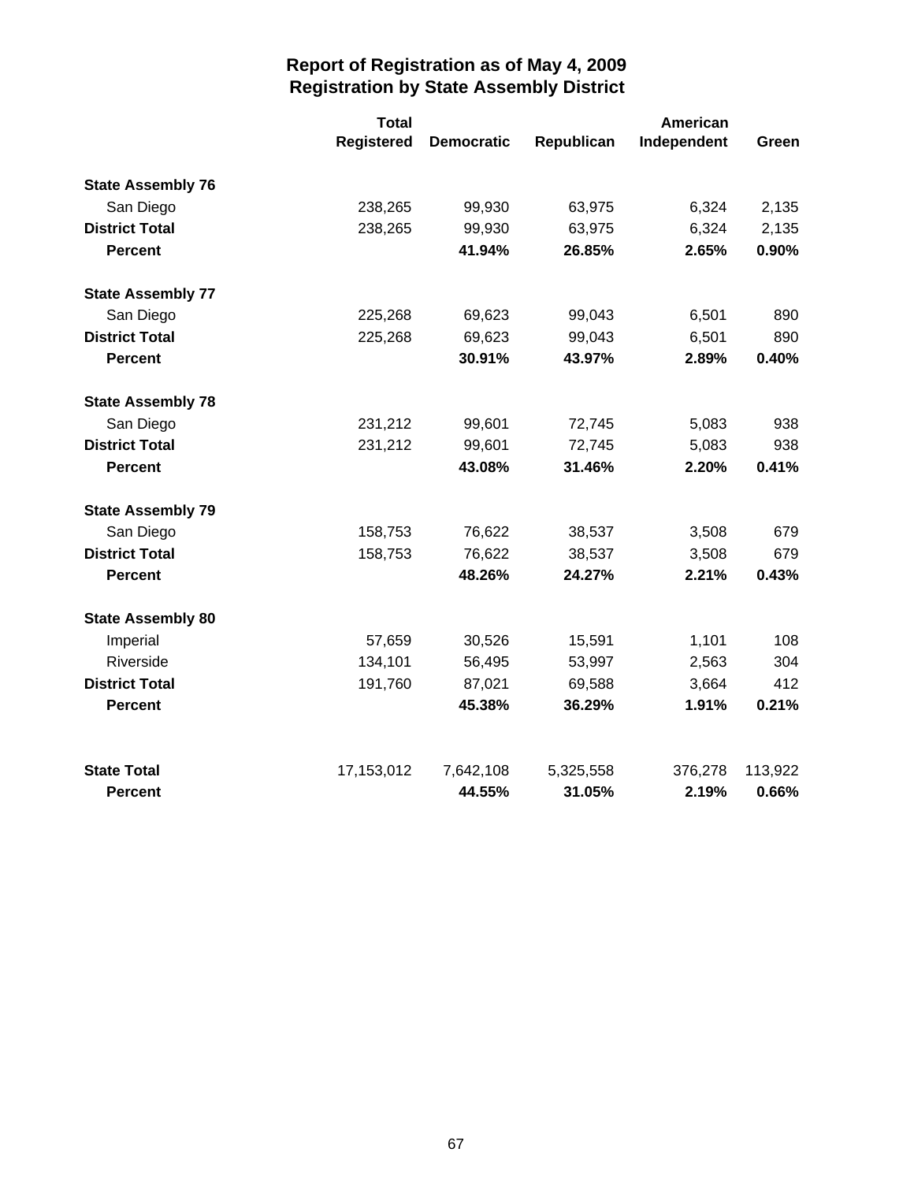# Report of Registration as of May 4, 2009
## Registration by State Assembly District

| | Total Registered | Democratic | Republican | American Independent | Green |
|---|---|---|---|---|---|
| **State Assembly 76** | | | | | |
| San Diego | 238,265 | 99,930 | 63,975 | 6,324 | 2,135 |
| **District Total** | 238,265 | 99,930 | 63,975 | 6,324 | 2,135 |
| **Percent** | | **41.94%** | **26.85%** | **2.65%** | **0.90%** |
| **State Assembly 77** | | | | | |
| San Diego | 225,268 | 69,623 | 99,043 | 6,501 | 890 |
| **District Total** | 225,268 | 69,623 | 99,043 | 6,501 | 890 |
| **Percent** | | **30.91%** | **43.97%** | **2.89%** | **0.40%** |
| **State Assembly 78** | | | | | |
| San Diego | 231,212 | 99,601 | 72,745 | 5,083 | 938 |
| **District Total** | 231,212 | 99,601 | 72,745 | 5,083 | 938 |
| **Percent** | | **43.08%** | **31.46%** | **2.20%** | **0.41%** |
| **State Assembly 79** | | | | | |
| San Diego | 158,753 | 76,622 | 38,537 | 3,508 | 679 |
| **District Total** | 158,753 | 76,622 | 38,537 | 3,508 | 679 |
| **Percent** | | **48.26%** | **24.27%** | **2.21%** | **0.43%** |
| **State Assembly 80** | | | | | |
| Imperial | 57,659 | 30,526 | 15,591 | 1,101 | 108 |
| Riverside | 134,101 | 56,495 | 53,997 | 2,563 | 304 |
| **District Total** | 191,760 | 87,021 | 69,588 | 3,664 | 412 |
| **Percent** | | **45.38%** | **36.29%** | **1.91%** | **0.21%** |
| **State Total** | 17,153,012 | 7,642,108 | 5,325,558 | 376,278 | 113,922 |
| **Percent** | | **44.55%** | **31.05%** | **2.19%** | **0.66%** |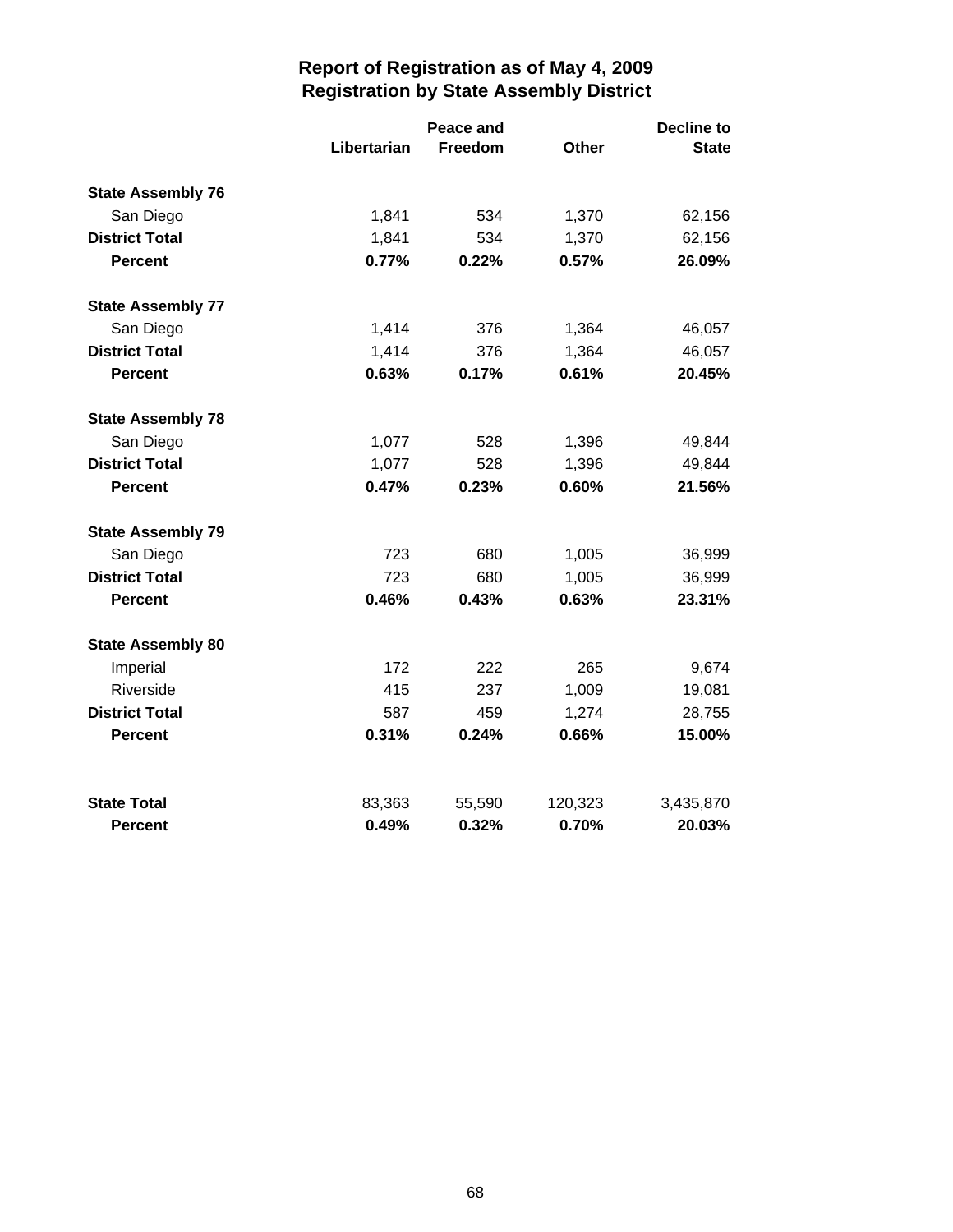# Report of Registration as of May 4, 2009
## Registration by State Assembly District

| | Libertarian | Peace and Freedom | Other | Decline to State |
|---|---|---|---|---|
| **State Assembly 76** | | | | |
| San Diego | 1,841 | 534 | 1,370 | 62,156 |
| **District Total** | 1,841 | 534 | 1,370 | 62,156 |
| **Percent** | **0.77%** | **0.22%** | **0.57%** | **26.09%** |
| **State Assembly 77** | | | | |
| San Diego | 1,414 | 376 | 1,364 | 46,057 |
| **District Total** | 1,414 | 376 | 1,364 | 46,057 |
| **Percent** | **0.63%** | **0.17%** | **0.61%** | **20.45%** |
| **State Assembly 78** | | | | |
| San Diego | 1,077 | 528 | 1,396 | 49,844 |
| **District Total** | 1,077 | 528 | 1,396 | 49,844 |
| **Percent** | **0.47%** | **0.23%** | **0.60%** | **21.56%** |
| **State Assembly 79** | | | | |
| San Diego | 723 | 680 | 1,005 | 36,999 |
| **District Total** | 723 | 680 | 1,005 | 36,999 |
| **Percent** | **0.46%** | **0.43%** | **0.63%** | **23.31%** |
| **State Assembly 80** | | | | |
| Imperial | 172 | 222 | 265 | 9,674 |
| Riverside | 415 | 237 | 1,009 | 19,081 |
| **District Total** | 587 | 459 | 1,274 | 28,755 |
| **Percent** | **0.31%** | **0.24%** | **0.66%** | **15.00%** |
| **State Total** | 83,363 | 55,590 | 120,323 | 3,435,870 |
| **Percent** | **0.49%** | **0.32%** | **0.70%** | **20.03%** |